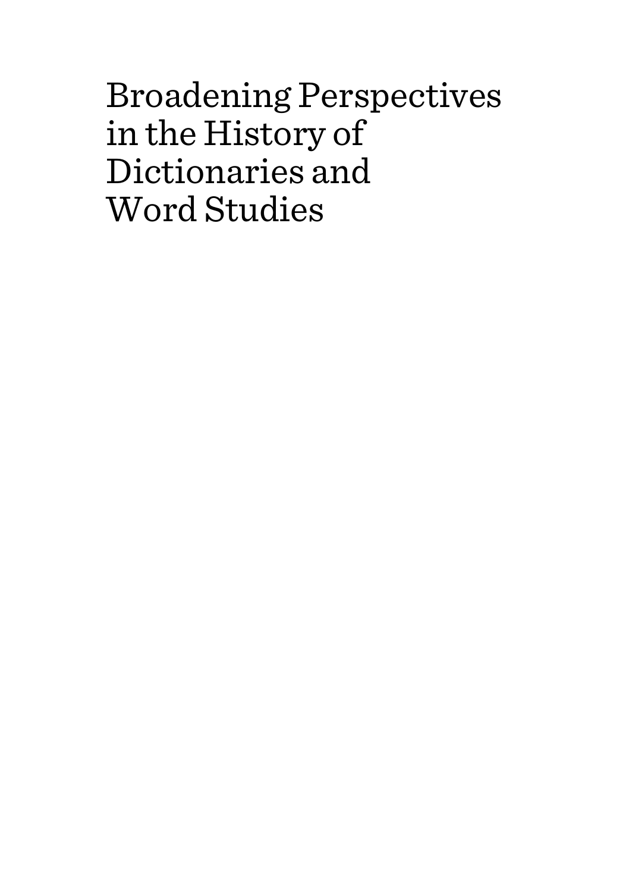# Broadening Perspectives in the History of Dictionaries and Word Studies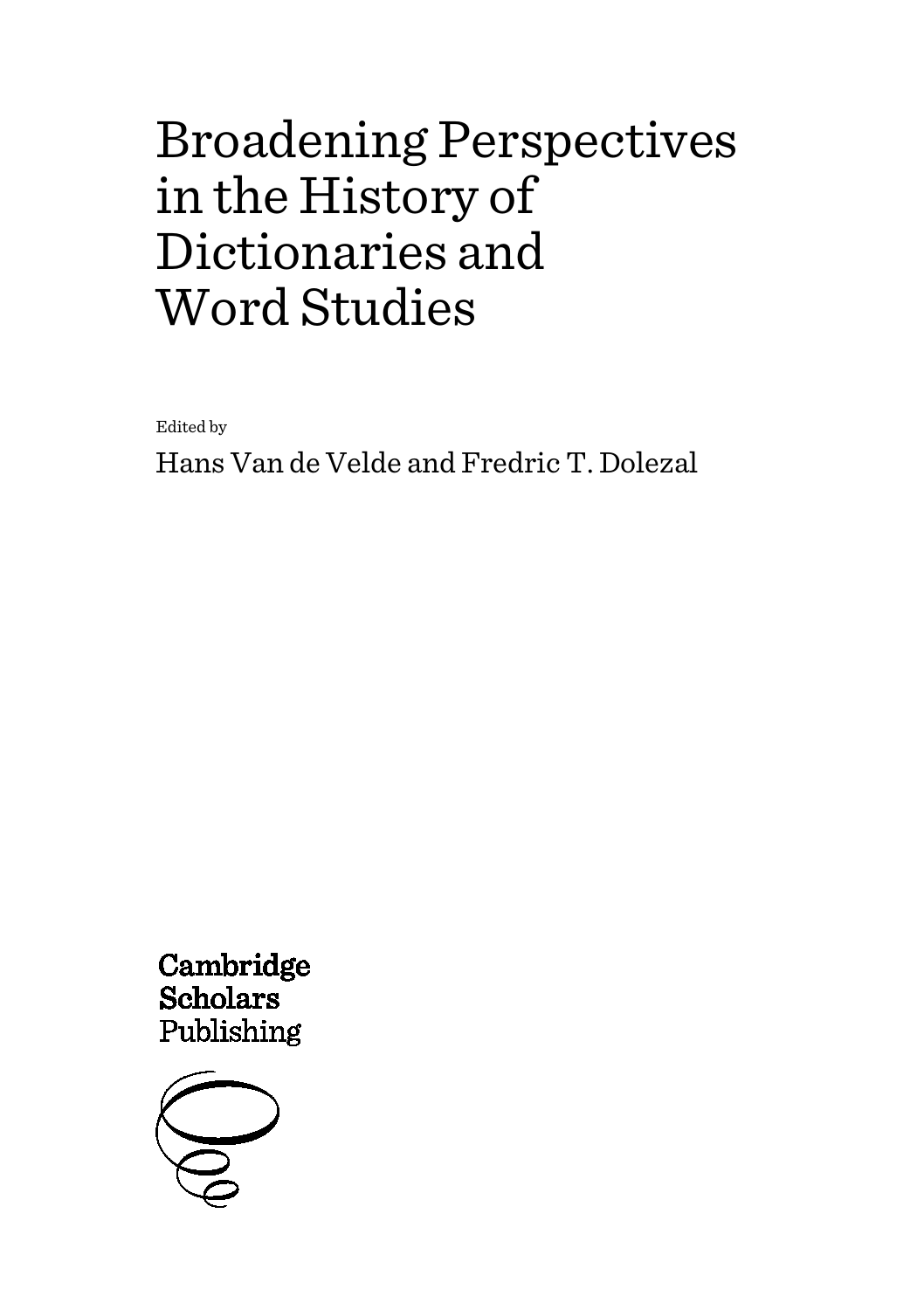# Broadening Perspectives in the History of Dictionaries and Word Studies

Edited by

Hans Van de Velde and Fredric T. Dolezal

Cambridge Scholars Publishing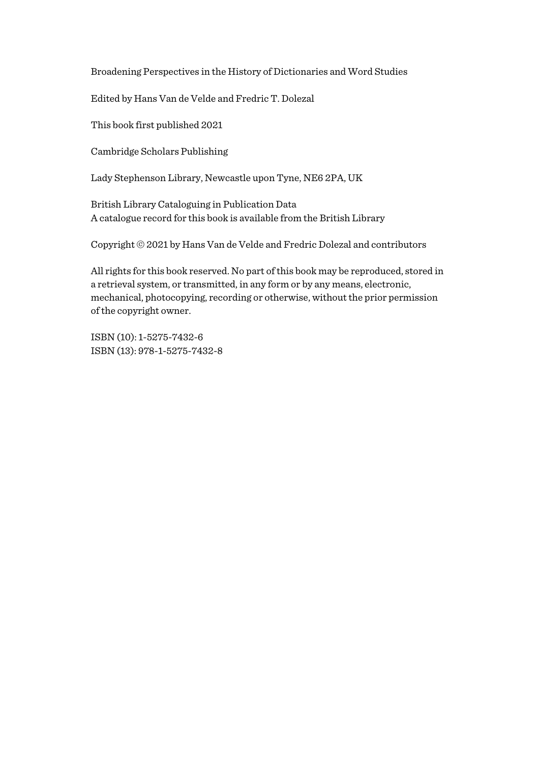Broadening Perspectives in the History of Dictionaries and Word Studies

Edited by Hans Van de Velde and Fredric T. Dolezal

This book first published 2021

Cambridge Scholars Publishing

Lady Stephenson Library, Newcastle upon Tyne, NE6 2PA, UK

British Library Cataloguing in Publication Data
A catalogue record for this book is available from the British Library

Copyright © 2021 by Hans Van de Velde and Fredric Dolezal and contributors

All rights for this book reserved. No part of this book may be reproduced, stored in a retrieval system, or transmitted, in any form or by any means, electronic, mechanical, photocopying, recording or otherwise, without the prior permission of the copyright owner.

ISBN (10): 1-5275-7432-6
ISBN (13): 978-1-5275-7432-8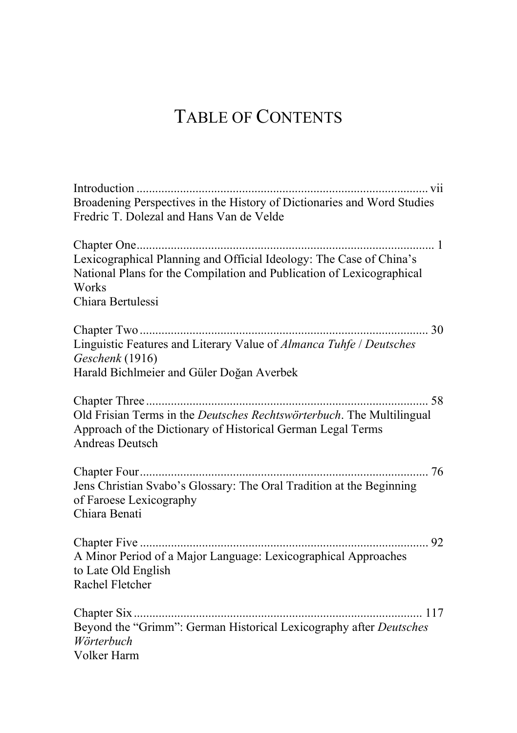# TABLE OF CONTENTS

Introduction ........................................................................................ vii
Broadening Perspectives in the History of Dictionaries and Word Studies
Fredric T. Dolezal and Hans Van de Velde

Chapter One ........................................................................................ 1
Lexicographical Planning and Official Ideology: The Case of China's National Plans for the Compilation and Publication of Lexicographical Works
Chiara Bertulessi

Chapter Two ........................................................................................ 30
Linguistic Features and Literary Value of *Almanca Tuhfe* / *Deutsches Geschenk* (1916)
Harald Bichlmeier and Güler Doğan Averbek

Chapter Three ........................................................................................ 58
Old Frisian Terms in the *Deutsches Rechtswörterbuch*. The Multilingual Approach of the Dictionary of Historical German Legal Terms
Andreas Deutsch

Chapter Four ........................................................................................ 76
Jens Christian Svabo's Glossary: The Oral Tradition at the Beginning of Faroese Lexicography
Chiara Benati

Chapter Five ........................................................................................ 92
A Minor Period of a Major Language: Lexicographical Approaches to Late Old English
Rachel Fletcher

Chapter Six ........................................................................................ 117
Beyond the "Grimm": German Historical Lexicography after *Deutsches Wörterbuch*
Volker Harm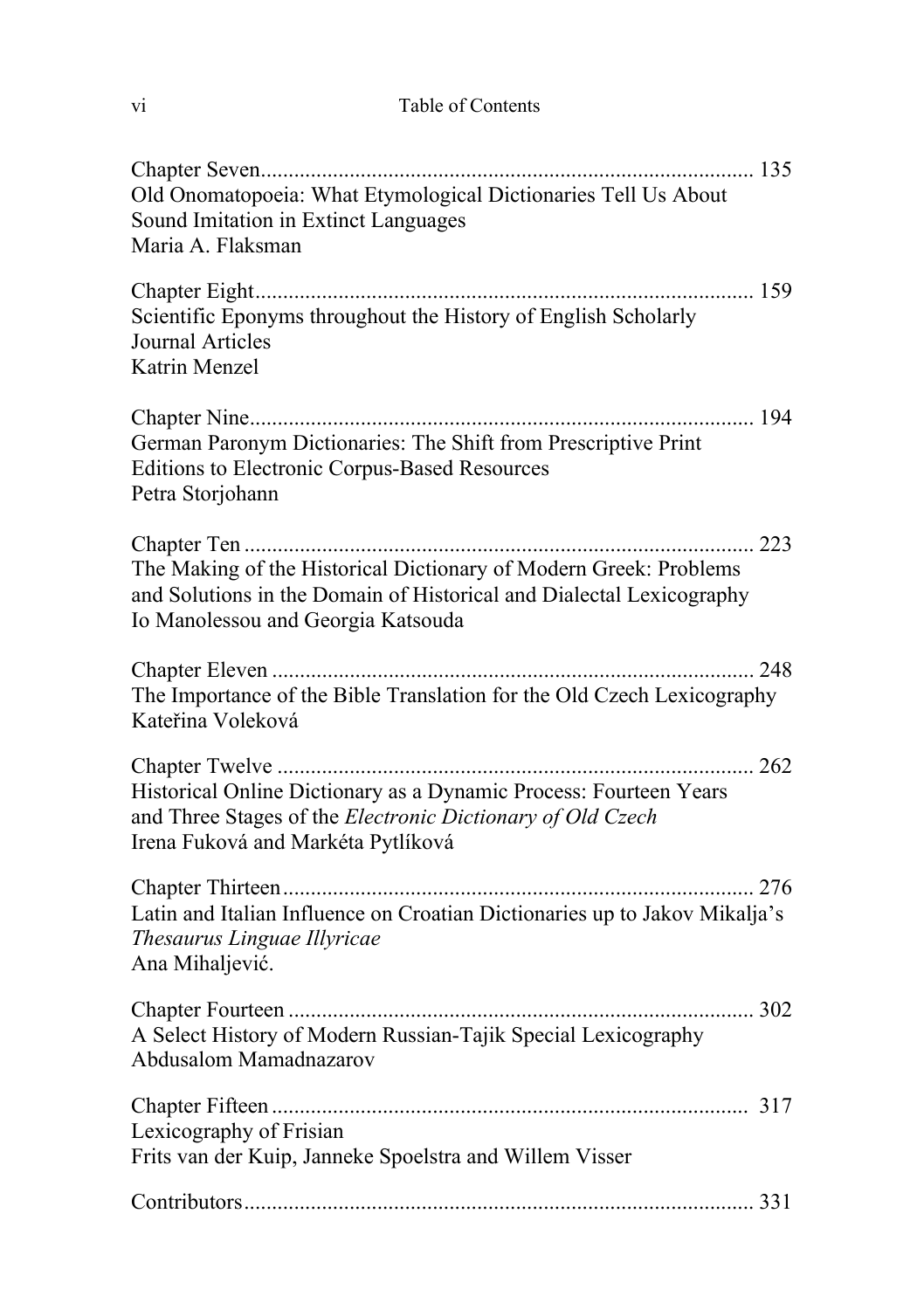Chapter Seven........................................................................................ 135
Old Onomatopoeia: What Etymological Dictionaries Tell Us About Sound Imitation in Extinct Languages
Maria A. Flaksman

Chapter Eight........................................................................................ 159
Scientific Eponyms throughout the History of English Scholarly Journal Articles
Katrin Menzel

Chapter Nine......................................................................................... 194
German Paronym Dictionaries: The Shift from Prescriptive Print Editions to Electronic Corpus-Based Resources
Petra Storjohann

Chapter Ten .......................................................................................... 223
The Making of the Historical Dictionary of Modern Greek: Problems and Solutions in the Domain of Historical and Dialectal Lexicography
Io Manolessou and Georgia Katsouda

Chapter Eleven ..................................................................................... 248
The Importance of the Bible Translation for the Old Czech Lexicography
Kateřina Voleková

Chapter Twelve .................................................................................... 262
Historical Online Dictionary as a Dynamic Process: Fourteen Years and Three Stages of the *Electronic Dictionary of Old Czech*
Irena Fuková and Markéta Pytlíková

Chapter Thirteen................................................................................... 276
Latin and Italian Influence on Croatian Dictionaries up to Jakov Mikalja's *Thesaurus Linguae Illyricae*
Ana Mihaljević.

Chapter Fourteen .................................................................................. 302
A Select History of Modern Russian-Tajik Special Lexicography
Abdusalom Mamadnazarov

Chapter Fifteen..................................................................................... 317
Lexicography of Frisian
Frits van der Kuip, Janneke Spoelstra and Willem Visser

Contributors.......................................................................................... 331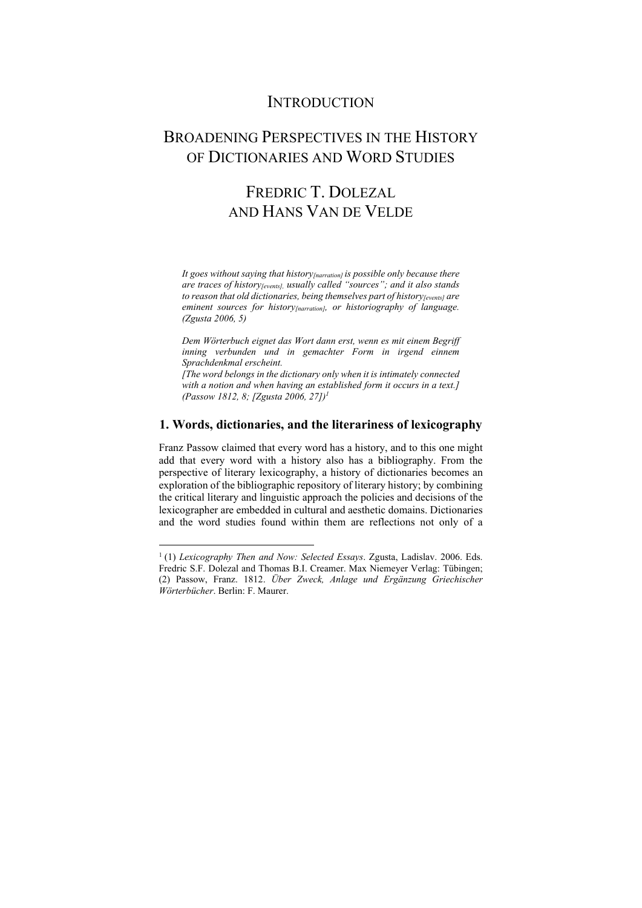# Introduction

# Broadening Perspectives in the History of Dictionaries and Word Studies

## Fredric T. Dolezal and Hans Van de Velde

> *It goes without saying that history$_{[narration]}$ is possible only because there are traces of history$_{[events]}$, usually called "sources"; and it also stands to reason that old dictionaries, being themselves part of history$_{[events]}$ are eminent sources for history$_{[narration]}$, or historiography of language. (Zgusta 2006, 5)*

> *Dem Wörterbuch eignet das Wort dann erst, wenn es mit einem Begriff inning verbunden und in gemachter Form in irgend einnem Sprachdenkmal erscheint.*
> *[The word belongs in the dictionary only when it is intimately connected with a notion and when having an established form it occurs in a text.] (Passow 1812, 8; [Zgusta 2006, 27])*[1]

## 1. Words, dictionaries, and the literariness of lexicography

Franz Passow claimed that every word has a history, and to this one might add that every word with a history also has a bibliography. From the perspective of literary lexicography, a history of dictionaries becomes an exploration of the bibliographic repository of literary history; by combining the critical literary and linguistic approach the policies and decisions of the lexicographer are embedded in cultural and aesthetic domains. Dictionaries and the word studies found within them are reflections not only of a

---

[1] (1) *Lexicography Then and Now: Selected Essays*. Zgusta, Ladislav. 2006. Eds. Fredric S.F. Dolezal and Thomas B.I. Creamer. Max Niemeyer Verlag: Tübingen; (2) Passow, Franz. 1812. *Über Zweck, Anlage und Ergänzung Griechischer Wörterbücher*. Berlin: F. Maurer.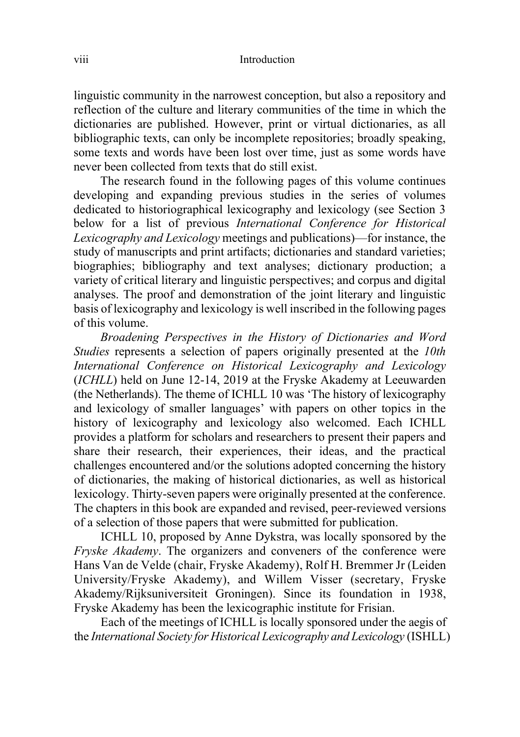linguistic community in the narrowest conception, but also a repository and reflection of the culture and literary communities of the time in which the dictionaries are published. However, print or virtual dictionaries, as all bibliographic texts, can only be incomplete repositories; broadly speaking, some texts and words have been lost over time, just as some words have never been collected from texts that do still exist.

The research found in the following pages of this volume continues developing and expanding previous studies in the series of volumes dedicated to historiographical lexicography and lexicology (see Section 3 below for a list of previous *International Conference for Historical Lexicography and Lexicology* meetings and publications)—for instance, the study of manuscripts and print artifacts; dictionaries and standard varieties; biographies; bibliography and text analyses; dictionary production; a variety of critical literary and linguistic perspectives; and corpus and digital analyses. The proof and demonstration of the joint literary and linguistic basis of lexicography and lexicology is well inscribed in the following pages of this volume.

*Broadening Perspectives in the History of Dictionaries and Word Studies* represents a selection of papers originally presented at the *10th International Conference on Historical Lexicography and Lexicology* (*ICHLL*) held on June 12-14, 2019 at the Fryske Akademy at Leeuwarden (the Netherlands). The theme of ICHLL 10 was 'The history of lexicography and lexicology of smaller languages' with papers on other topics in the history of lexicography and lexicology also welcomed. Each ICHLL provides a platform for scholars and researchers to present their papers and share their research, their experiences, their ideas, and the practical challenges encountered and/or the solutions adopted concerning the history of dictionaries, the making of historical dictionaries, as well as historical lexicology. Thirty-seven papers were originally presented at the conference. The chapters in this book are expanded and revised, peer-reviewed versions of a selection of those papers that were submitted for publication.

ICHLL 10, proposed by Anne Dykstra, was locally sponsored by the *Fryske Akademy*. The organizers and conveners of the conference were Hans Van de Velde (chair, Fryske Akademy), Rolf H. Bremmer Jr (Leiden University/Fryske Akademy), and Willem Visser (secretary, Fryske Akademy/Rijksuniversiteit Groningen). Since its foundation in 1938, Fryske Akademy has been the lexicographic institute for Frisian.

Each of the meetings of ICHLL is locally sponsored under the aegis of the *International Society for Historical Lexicography and Lexicology* (ISHLL)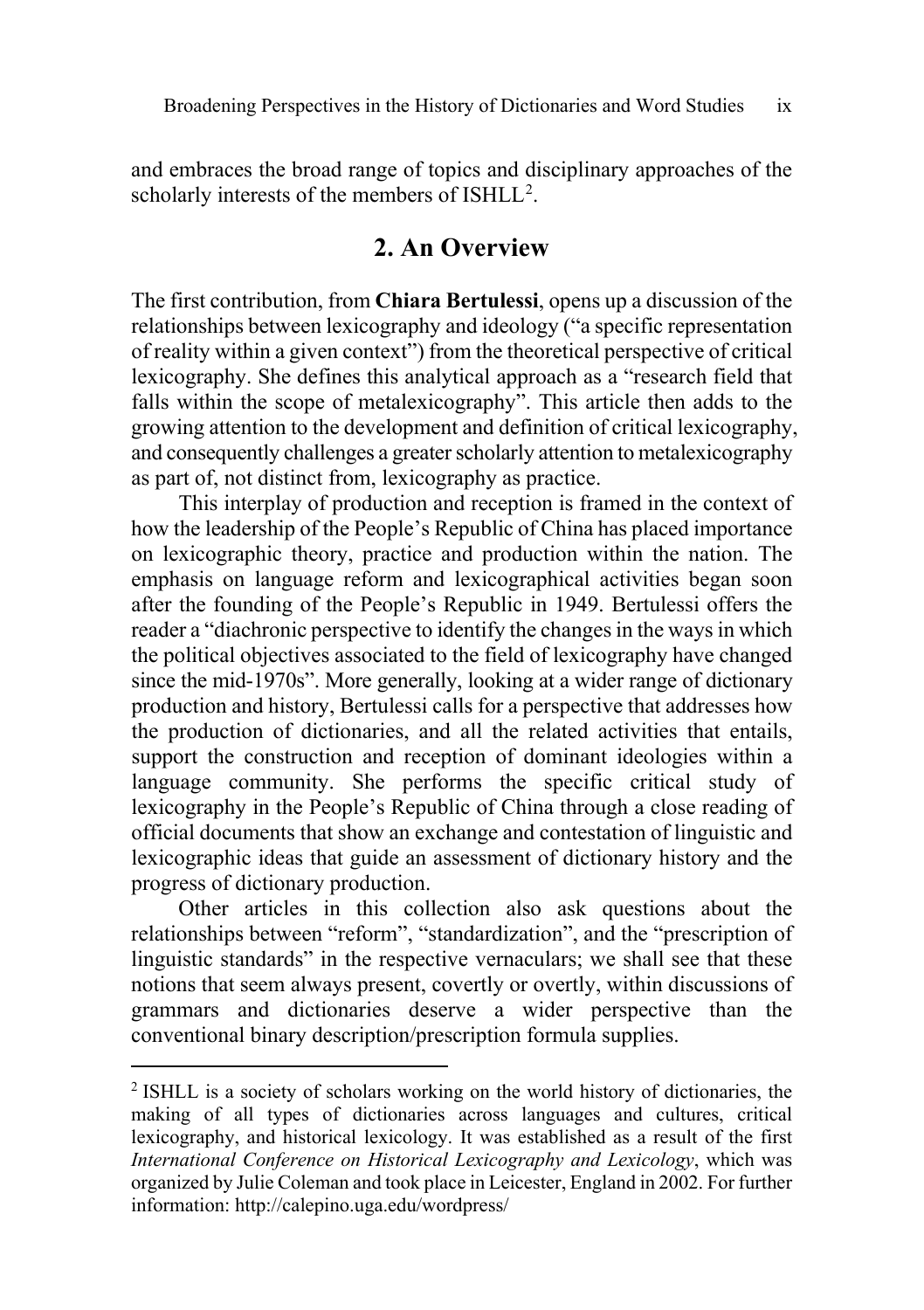and embraces the broad range of topics and disciplinary approaches of the scholarly interests of the members of ISHLL[2].

## 2. An Overview

The first contribution, from **Chiara Bertulessi**, opens up a discussion of the relationships between lexicography and ideology ("a specific representation of reality within a given context") from the theoretical perspective of critical lexicography. She defines this analytical approach as a "research field that falls within the scope of metalexicography". This article then adds to the growing attention to the development and definition of critical lexicography, and consequently challenges a greater scholarly attention to metalexicography as part of, not distinct from, lexicography as practice.

This interplay of production and reception is framed in the context of how the leadership of the People's Republic of China has placed importance on lexicographic theory, practice and production within the nation. The emphasis on language reform and lexicographical activities began soon after the founding of the People's Republic in 1949. Bertulessi offers the reader a "diachronic perspective to identify the changes in the ways in which the political objectives associated to the field of lexicography have changed since the mid-1970s". More generally, looking at a wider range of dictionary production and history, Bertulessi calls for a perspective that addresses how the production of dictionaries, and all the related activities that entails, support the construction and reception of dominant ideologies within a language community. She performs the specific critical study of lexicography in the People's Republic of China through a close reading of official documents that show an exchange and contestation of linguistic and lexicographic ideas that guide an assessment of dictionary history and the progress of dictionary production.

Other articles in this collection also ask questions about the relationships between "reform", "standardization", and the "prescription of linguistic standards" in the respective vernaculars; we shall see that these notions that seem always present, covertly or overtly, within discussions of grammars and dictionaries deserve a wider perspective than the conventional binary description/prescription formula supplies.

---

[2] ISHLL is a society of scholars working on the world history of dictionaries, the making of all types of dictionaries across languages and cultures, critical lexicography, and historical lexicology. It was established as a result of the first *International Conference on Historical Lexicography and Lexicology*, which was organized by Julie Coleman and took place in Leicester, England in 2002. For further information: http://calepino.uga.edu/wordpress/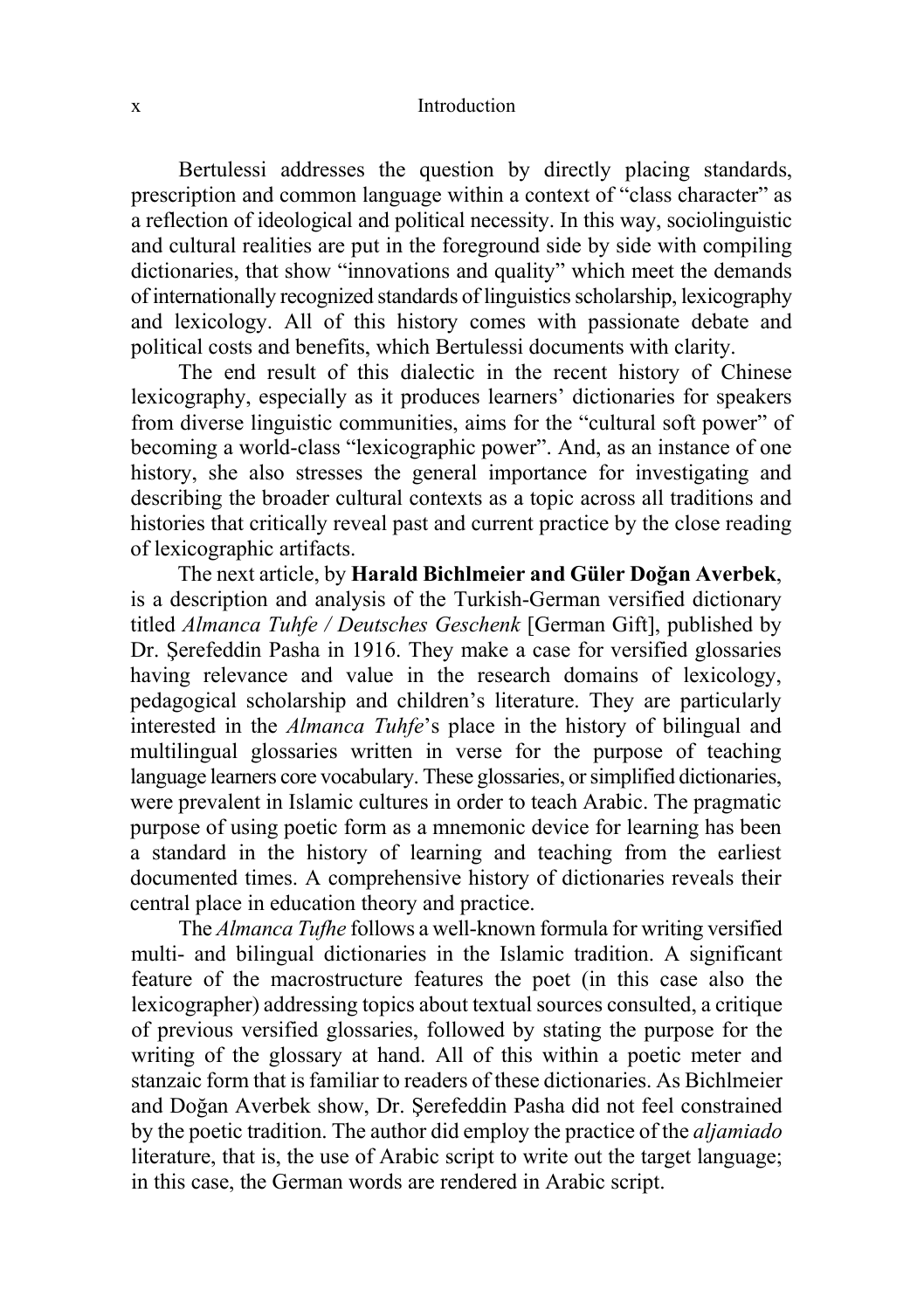Bertulessi addresses the question by directly placing standards, prescription and common language within a context of "class character" as a reflection of ideological and political necessity. In this way, sociolinguistic and cultural realities are put in the foreground side by side with compiling dictionaries, that show "innovations and quality" which meet the demands of internationally recognized standards of linguistics scholarship, lexicography and lexicology. All of this history comes with passionate debate and political costs and benefits, which Bertulessi documents with clarity.

The end result of this dialectic in the recent history of Chinese lexicography, especially as it produces learners' dictionaries for speakers from diverse linguistic communities, aims for the "cultural soft power" of becoming a world-class "lexicographic power". And, as an instance of one history, she also stresses the general importance for investigating and describing the broader cultural contexts as a topic across all traditions and histories that critically reveal past and current practice by the close reading of lexicographic artifacts.

The next article, by **Harald Bichlmeier and Güler Doğan Averbek**, is a description and analysis of the Turkish-German versified dictionary titled *Almanca Tuhfe / Deutsches Geschenk* [German Gift], published by Dr. Şerefeddin Pasha in 1916. They make a case for versified glossaries having relevance and value in the research domains of lexicology, pedagogical scholarship and children's literature. They are particularly interested in the *Almanca Tuhfe*'s place in the history of bilingual and multilingual glossaries written in verse for the purpose of teaching language learners core vocabulary. These glossaries, or simplified dictionaries, were prevalent in Islamic cultures in order to teach Arabic. The pragmatic purpose of using poetic form as a mnemonic device for learning has been a standard in the history of learning and teaching from the earliest documented times. A comprehensive history of dictionaries reveals their central place in education theory and practice.

The *Almanca Tufhe* follows a well-known formula for writing versified multi- and bilingual dictionaries in the Islamic tradition. A significant feature of the macrostructure features the poet (in this case also the lexicographer) addressing topics about textual sources consulted, a critique of previous versified glossaries, followed by stating the purpose for the writing of the glossary at hand. All of this within a poetic meter and stanzaic form that is familiar to readers of these dictionaries. As Bichlmeier and Doğan Averbek show, Dr. Şerefeddin Pasha did not feel constrained by the poetic tradition. The author did employ the practice of the *aljamiado* literature, that is, the use of Arabic script to write out the target language; in this case, the German words are rendered in Arabic script.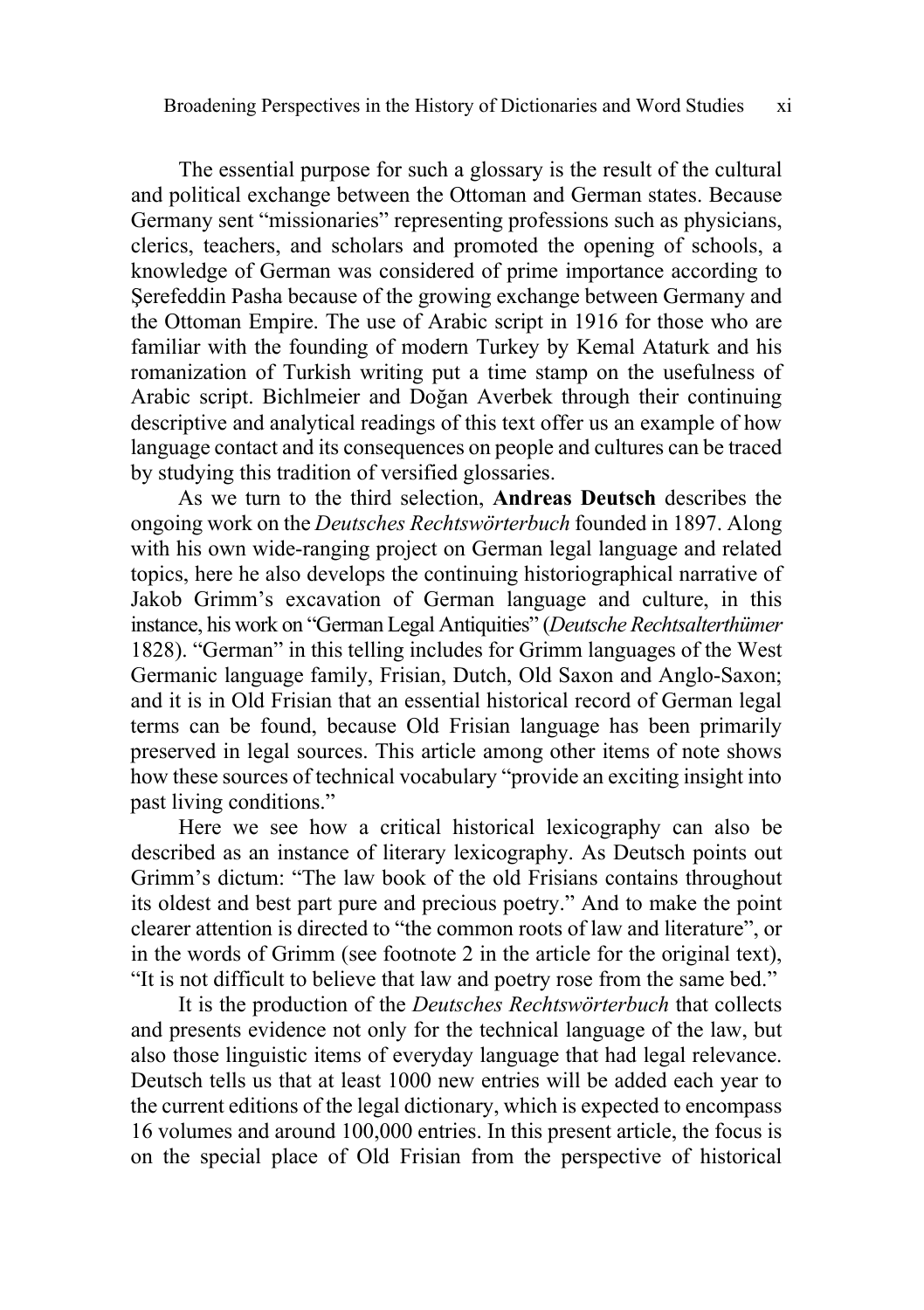The essential purpose for such a glossary is the result of the cultural and political exchange between the Ottoman and German states. Because Germany sent "missionaries" representing professions such as physicians, clerics, teachers, and scholars and promoted the opening of schools, a knowledge of German was considered of prime importance according to Şerefeddin Pasha because of the growing exchange between Germany and the Ottoman Empire. The use of Arabic script in 1916 for those who are familiar with the founding of modern Turkey by Kemal Ataturk and his romanization of Turkish writing put a time stamp on the usefulness of Arabic script. Bichlmeier and Doğan Averbek through their continuing descriptive and analytical readings of this text offer us an example of how language contact and its consequences on people and cultures can be traced by studying this tradition of versified glossaries.

As we turn to the third selection, **Andreas Deutsch** describes the ongoing work on the *Deutsches Rechtswörterbuch* founded in 1897. Along with his own wide-ranging project on German legal language and related topics, here he also develops the continuing historiographical narrative of Jakob Grimm's excavation of German language and culture, in this instance, his work on "German Legal Antiquities" (*Deutsche Rechtsalterthümer* 1828). "German" in this telling includes for Grimm languages of the West Germanic language family, Frisian, Dutch, Old Saxon and Anglo-Saxon; and it is in Old Frisian that an essential historical record of German legal terms can be found, because Old Frisian language has been primarily preserved in legal sources. This article among other items of note shows how these sources of technical vocabulary "provide an exciting insight into past living conditions."

Here we see how a critical historical lexicography can also be described as an instance of literary lexicography. As Deutsch points out Grimm's dictum: "The law book of the old Frisians contains throughout its oldest and best part pure and precious poetry." And to make the point clearer attention is directed to "the common roots of law and literature", or in the words of Grimm (see footnote 2 in the article for the original text), "It is not difficult to believe that law and poetry rose from the same bed."

It is the production of the *Deutsches Rechtswörterbuch* that collects and presents evidence not only for the technical language of the law, but also those linguistic items of everyday language that had legal relevance. Deutsch tells us that at least 1000 new entries will be added each year to the current editions of the legal dictionary, which is expected to encompass 16 volumes and around 100,000 entries. In this present article, the focus is on the special place of Old Frisian from the perspective of historical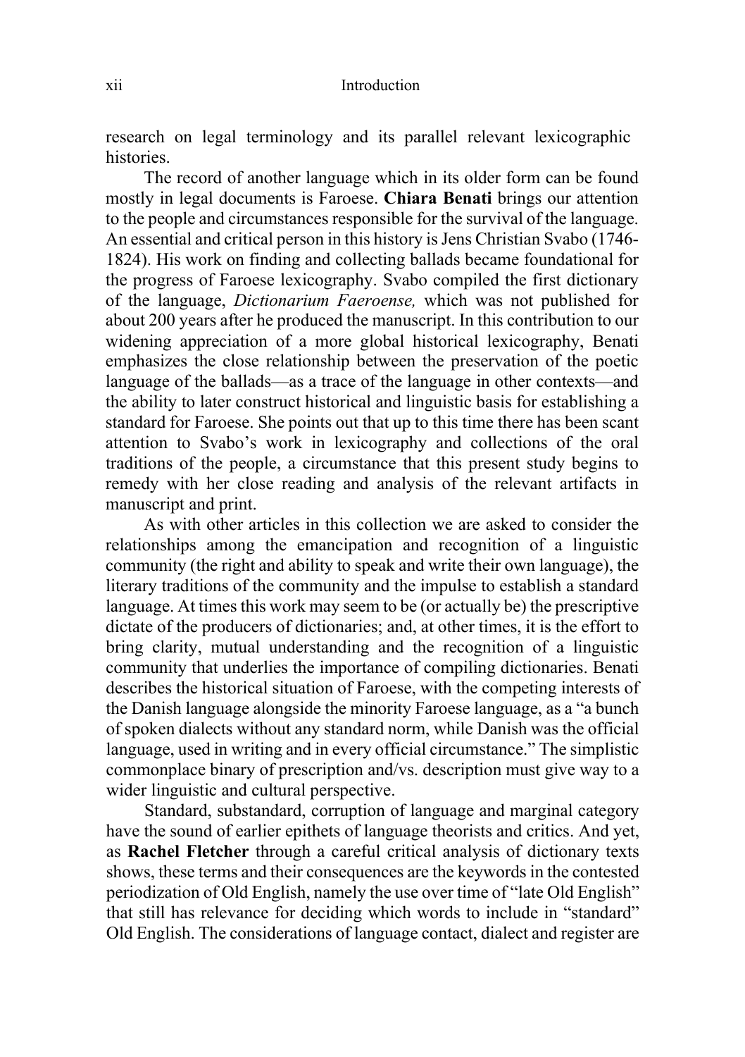research on legal terminology and its parallel relevant lexicographic histories.

The record of another language which in its older form can be found mostly in legal documents is Faroese. **Chiara Benati** brings our attention to the people and circumstances responsible for the survival of the language. An essential and critical person in this history is Jens Christian Svabo (1746-1824). His work on finding and collecting ballads became foundational for the progress of Faroese lexicography. Svabo compiled the first dictionary of the language, *Dictionarium Faeroense,* which was not published for about 200 years after he produced the manuscript. In this contribution to our widening appreciation of a more global historical lexicography, Benati emphasizes the close relationship between the preservation of the poetic language of the ballads—as a trace of the language in other contexts—and the ability to later construct historical and linguistic basis for establishing a standard for Faroese. She points out that up to this time there has been scant attention to Svabo's work in lexicography and collections of the oral traditions of the people, a circumstance that this present study begins to remedy with her close reading and analysis of the relevant artifacts in manuscript and print.

As with other articles in this collection we are asked to consider the relationships among the emancipation and recognition of a linguistic community (the right and ability to speak and write their own language), the literary traditions of the community and the impulse to establish a standard language. At times this work may seem to be (or actually be) the prescriptive dictate of the producers of dictionaries; and, at other times, it is the effort to bring clarity, mutual understanding and the recognition of a linguistic community that underlies the importance of compiling dictionaries. Benati describes the historical situation of Faroese, with the competing interests of the Danish language alongside the minority Faroese language, as a "a bunch of spoken dialects without any standard norm, while Danish was the official language, used in writing and in every official circumstance." The simplistic commonplace binary of prescription and/vs. description must give way to a wider linguistic and cultural perspective.

Standard, substandard, corruption of language and marginal category have the sound of earlier epithets of language theorists and critics. And yet, as **Rachel Fletcher** through a careful critical analysis of dictionary texts shows, these terms and their consequences are the keywords in the contested periodization of Old English, namely the use over time of "late Old English" that still has relevance for deciding which words to include in "standard" Old English. The considerations of language contact, dialect and register are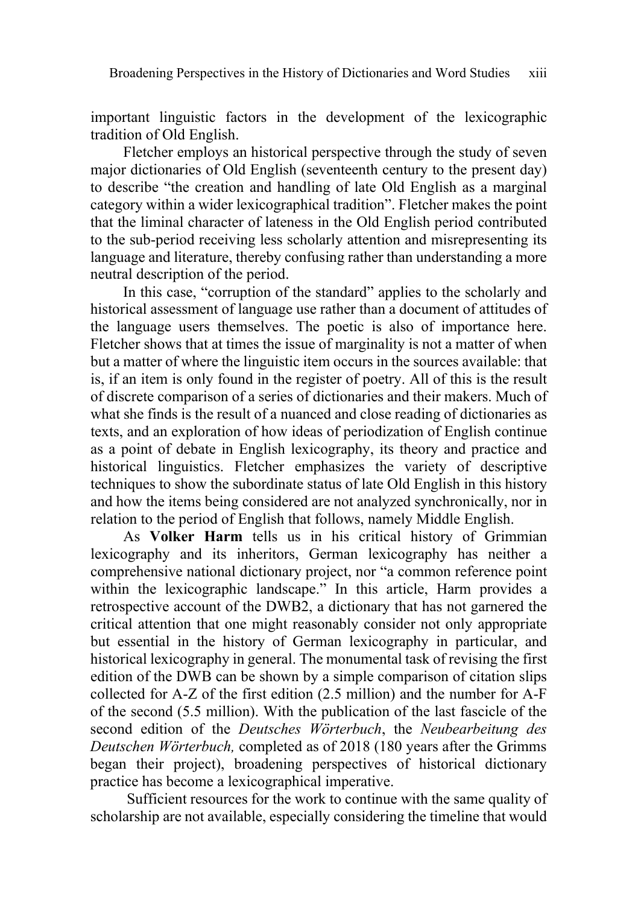important linguistic factors in the development of the lexicographic tradition of Old English.

Fletcher employs an historical perspective through the study of seven major dictionaries of Old English (seventeenth century to the present day) to describe "the creation and handling of late Old English as a marginal category within a wider lexicographical tradition". Fletcher makes the point that the liminal character of lateness in the Old English period contributed to the sub-period receiving less scholarly attention and misrepresenting its language and literature, thereby confusing rather than understanding a more neutral description of the period.

In this case, "corruption of the standard" applies to the scholarly and historical assessment of language use rather than a document of attitudes of the language users themselves. The poetic is also of importance here. Fletcher shows that at times the issue of marginality is not a matter of when but a matter of where the linguistic item occurs in the sources available: that is, if an item is only found in the register of poetry. All of this is the result of discrete comparison of a series of dictionaries and their makers. Much of what she finds is the result of a nuanced and close reading of dictionaries as texts, and an exploration of how ideas of periodization of English continue as a point of debate in English lexicography, its theory and practice and historical linguistics. Fletcher emphasizes the variety of descriptive techniques to show the subordinate status of late Old English in this history and how the items being considered are not analyzed synchronically, nor in relation to the period of English that follows, namely Middle English.

As **Volker Harm** tells us in his critical history of Grimmian lexicography and its inheritors, German lexicography has neither a comprehensive national dictionary project, nor "a common reference point within the lexicographic landscape." In this article, Harm provides a retrospective account of the DWB2, a dictionary that has not garnered the critical attention that one might reasonably consider not only appropriate but essential in the history of German lexicography in particular, and historical lexicography in general. The monumental task of revising the first edition of the DWB can be shown by a simple comparison of citation slips collected for A-Z of the first edition (2.5 million) and the number for A-F of the second (5.5 million). With the publication of the last fascicle of the second edition of the *Deutsches Wörterbuch*, the *Neubearbeitung des Deutschen Wörterbuch,* completed as of 2018 (180 years after the Grimms began their project), broadening perspectives of historical dictionary practice has become a lexicographical imperative.

Sufficient resources for the work to continue with the same quality of scholarship are not available, especially considering the timeline that would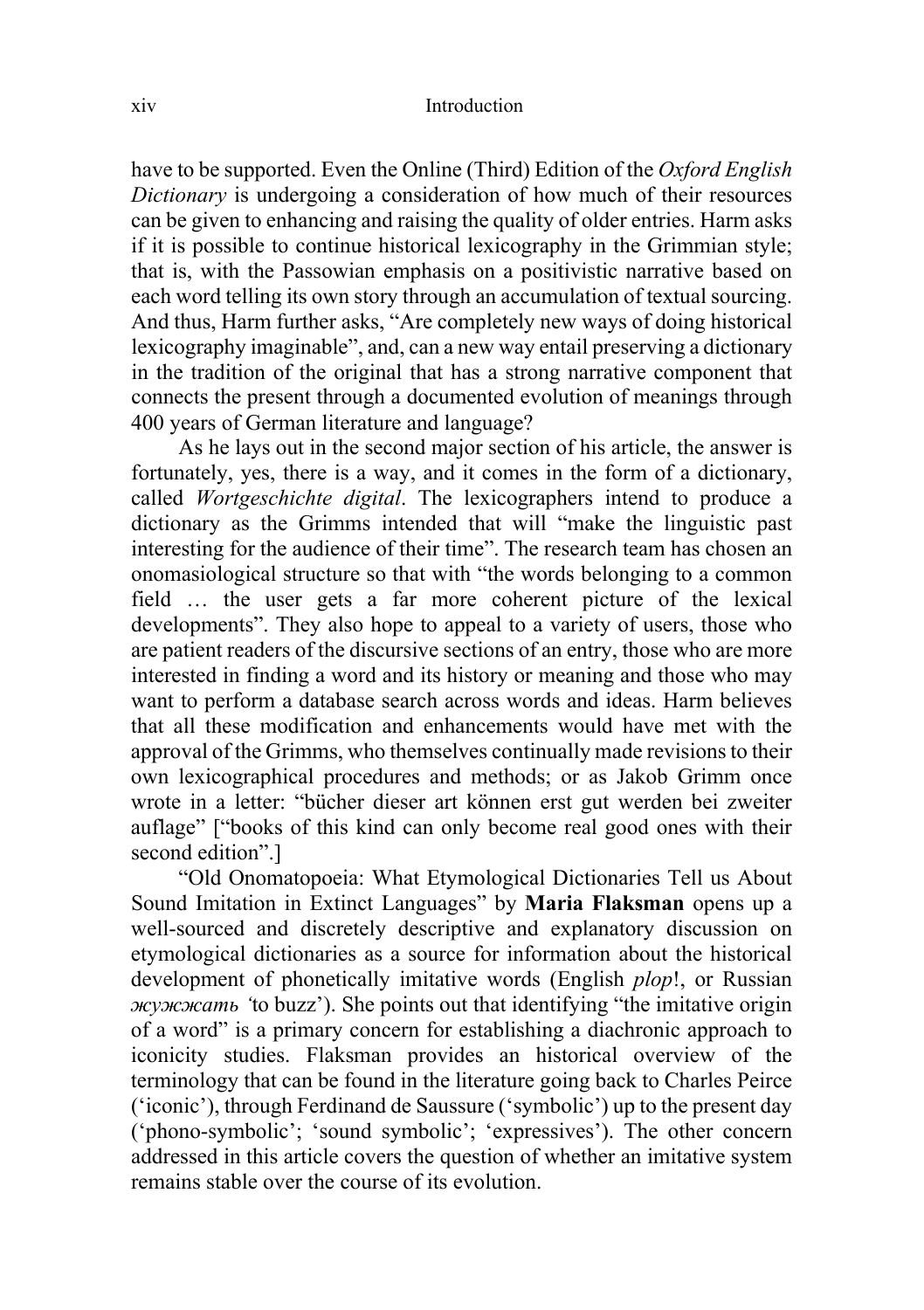have to be supported. Even the Online (Third) Edition of the *Oxford English Dictionary* is undergoing a consideration of how much of their resources can be given to enhancing and raising the quality of older entries. Harm asks if it is possible to continue historical lexicography in the Grimmian style; that is, with the Passowian emphasis on a positivistic narrative based on each word telling its own story through an accumulation of textual sourcing. And thus, Harm further asks, "Are completely new ways of doing historical lexicography imaginable", and, can a new way entail preserving a dictionary in the tradition of the original that has a strong narrative component that connects the present through a documented evolution of meanings through 400 years of German literature and language?

As he lays out in the second major section of his article, the answer is fortunately, yes, there is a way, and it comes in the form of a dictionary, called *Wortgeschichte digital*. The lexicographers intend to produce a dictionary as the Grimms intended that will "make the linguistic past interesting for the audience of their time". The research team has chosen an onomasiological structure so that with "the words belonging to a common field … the user gets a far more coherent picture of the lexical developments". They also hope to appeal to a variety of users, those who are patient readers of the discursive sections of an entry, those who are more interested in finding a word and its history or meaning and those who may want to perform a database search across words and ideas. Harm believes that all these modification and enhancements would have met with the approval of the Grimms, who themselves continually made revisions to their own lexicographical procedures and methods; or as Jakob Grimm once wrote in a letter: "bücher dieser art können erst gut werden bei zweiter auflage" ["books of this kind can only become real good ones with their second edition".]

"Old Onomatopoeia: What Etymological Dictionaries Tell us About Sound Imitation in Extinct Languages" by **Maria Flaksman** opens up a well-sourced and discretely descriptive and explanatory discussion on etymological dictionaries as a source for information about the historical development of phonetically imitative words (English *plop*!, or Russian *жужжать* 'to buzz'). She points out that identifying "the imitative origin of a word" is a primary concern for establishing a diachronic approach to iconicity studies. Flaksman provides an historical overview of the terminology that can be found in the literature going back to Charles Peirce ('iconic'), through Ferdinand de Saussure ('symbolic') up to the present day ('phono-symbolic'; 'sound symbolic'; 'expressives'). The other concern addressed in this article covers the question of whether an imitative system remains stable over the course of its evolution.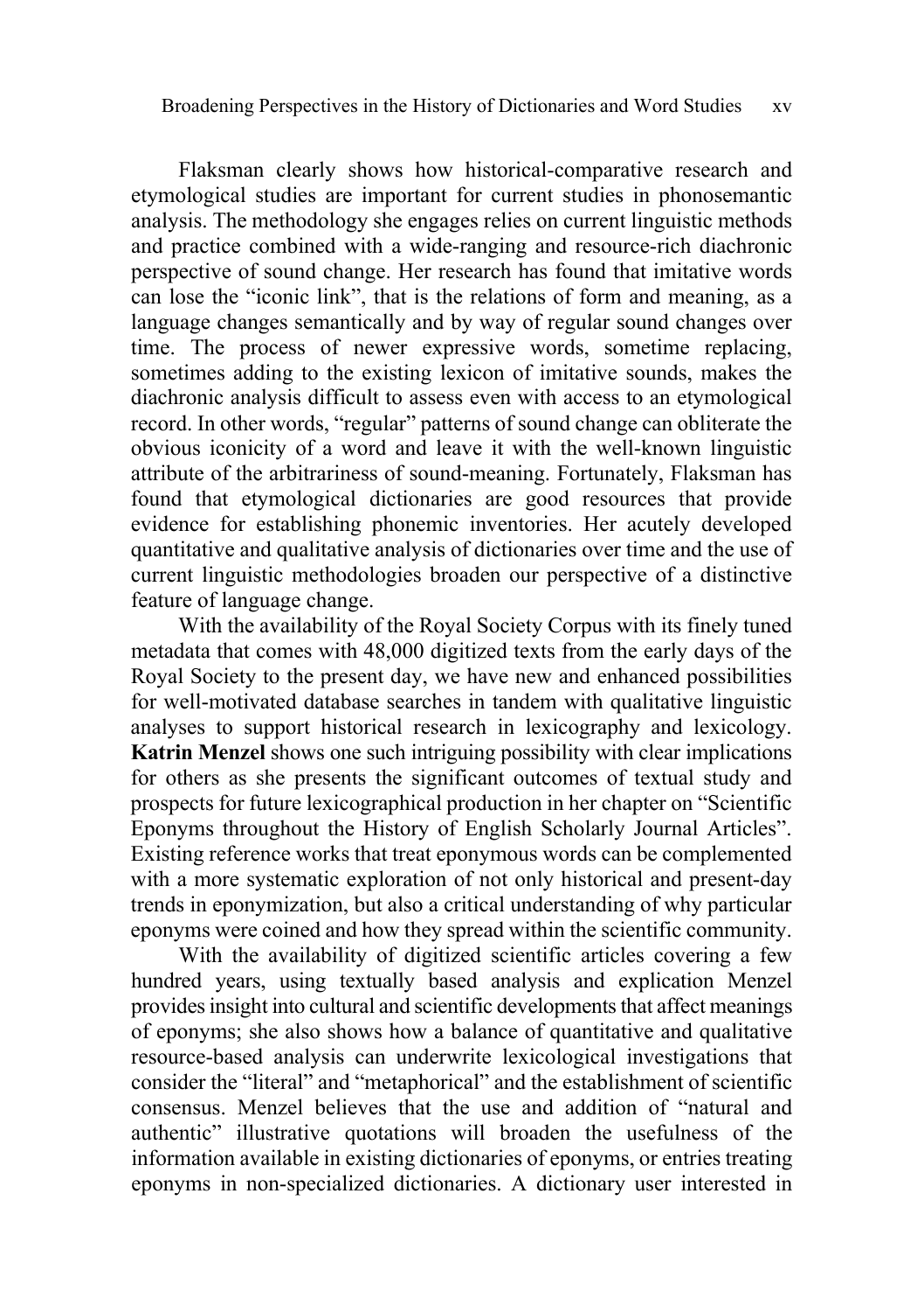Flaksman clearly shows how historical-comparative research and etymological studies are important for current studies in phonosemantic analysis. The methodology she engages relies on current linguistic methods and practice combined with a wide-ranging and resource-rich diachronic perspective of sound change. Her research has found that imitative words can lose the "iconic link", that is the relations of form and meaning, as a language changes semantically and by way of regular sound changes over time. The process of newer expressive words, sometime replacing, sometimes adding to the existing lexicon of imitative sounds, makes the diachronic analysis difficult to assess even with access to an etymological record. In other words, "regular" patterns of sound change can obliterate the obvious iconicity of a word and leave it with the well-known linguistic attribute of the arbitrariness of sound-meaning. Fortunately, Flaksman has found that etymological dictionaries are good resources that provide evidence for establishing phonemic inventories. Her acutely developed quantitative and qualitative analysis of dictionaries over time and the use of current linguistic methodologies broaden our perspective of a distinctive feature of language change.

With the availability of the Royal Society Corpus with its finely tuned metadata that comes with 48,000 digitized texts from the early days of the Royal Society to the present day, we have new and enhanced possibilities for well-motivated database searches in tandem with qualitative linguistic analyses to support historical research in lexicography and lexicology. **Katrin Menzel** shows one such intriguing possibility with clear implications for others as she presents the significant outcomes of textual study and prospects for future lexicographical production in her chapter on "Scientific Eponyms throughout the History of English Scholarly Journal Articles". Existing reference works that treat eponymous words can be complemented with a more systematic exploration of not only historical and present-day trends in eponymization, but also a critical understanding of why particular eponyms were coined and how they spread within the scientific community.

With the availability of digitized scientific articles covering a few hundred years, using textually based analysis and explication Menzel provides insight into cultural and scientific developments that affect meanings of eponyms; she also shows how a balance of quantitative and qualitative resource-based analysis can underwrite lexicological investigations that consider the "literal" and "metaphorical" and the establishment of scientific consensus. Menzel believes that the use and addition of "natural and authentic" illustrative quotations will broaden the usefulness of the information available in existing dictionaries of eponyms, or entries treating eponyms in non-specialized dictionaries. A dictionary user interested in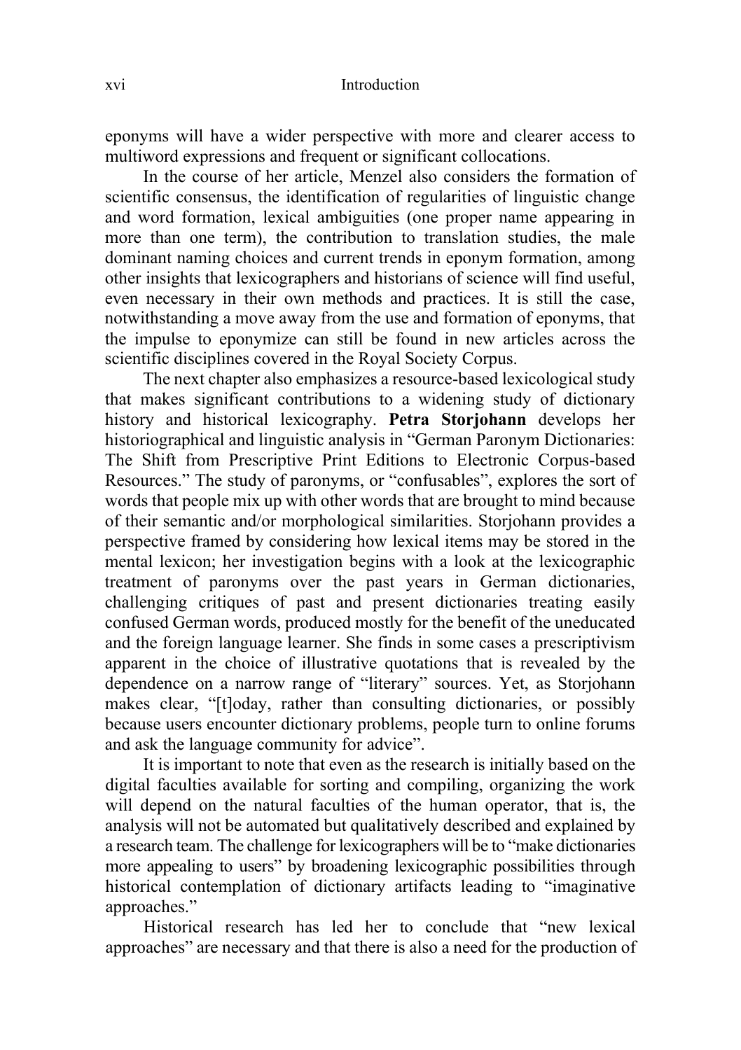eponyms will have a wider perspective with more and clearer access to multiword expressions and frequent or significant collocations.

In the course of her article, Menzel also considers the formation of scientific consensus, the identification of regularities of linguistic change and word formation, lexical ambiguities (one proper name appearing in more than one term), the contribution to translation studies, the male dominant naming choices and current trends in eponym formation, among other insights that lexicographers and historians of science will find useful, even necessary in their own methods and practices. It is still the case, notwithstanding a move away from the use and formation of eponyms, that the impulse to eponymize can still be found in new articles across the scientific disciplines covered in the Royal Society Corpus.

The next chapter also emphasizes a resource-based lexicological study that makes significant contributions to a widening study of dictionary history and historical lexicography. **Petra Storjohann** develops her historiographical and linguistic analysis in "German Paronym Dictionaries: The Shift from Prescriptive Print Editions to Electronic Corpus-based Resources." The study of paronyms, or "confusables", explores the sort of words that people mix up with other words that are brought to mind because of their semantic and/or morphological similarities. Storjohann provides a perspective framed by considering how lexical items may be stored in the mental lexicon; her investigation begins with a look at the lexicographic treatment of paronyms over the past years in German dictionaries, challenging critiques of past and present dictionaries treating easily confused German words, produced mostly for the benefit of the uneducated and the foreign language learner. She finds in some cases a prescriptivism apparent in the choice of illustrative quotations that is revealed by the dependence on a narrow range of "literary" sources. Yet, as Storjohann makes clear, "[t]oday, rather than consulting dictionaries, or possibly because users encounter dictionary problems, people turn to online forums and ask the language community for advice".

It is important to note that even as the research is initially based on the digital faculties available for sorting and compiling, organizing the work will depend on the natural faculties of the human operator, that is, the analysis will not be automated but qualitatively described and explained by a research team. The challenge for lexicographers will be to "make dictionaries more appealing to users" by broadening lexicographic possibilities through historical contemplation of dictionary artifacts leading to "imaginative approaches."

Historical research has led her to conclude that "new lexical approaches" are necessary and that there is also a need for the production of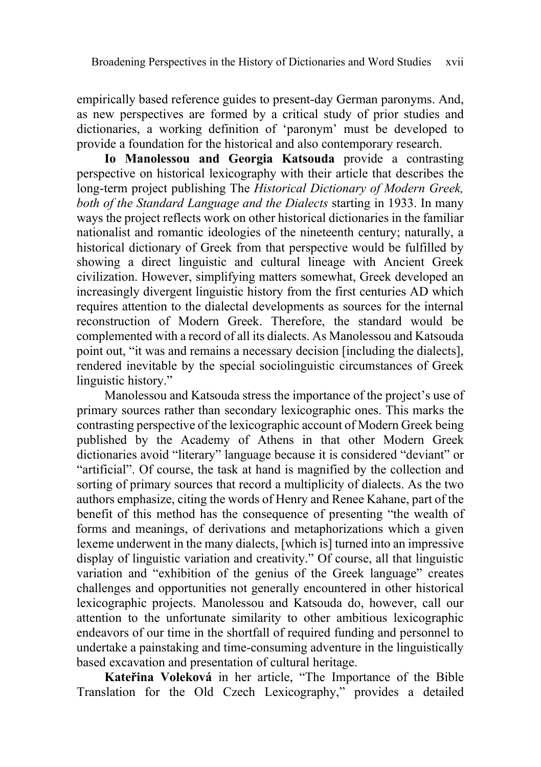empirically based reference guides to present-day German paronyms. And, as new perspectives are formed by a critical study of prior studies and dictionaries, a working definition of 'paronym' must be developed to provide a foundation for the historical and also contemporary research.

**Io Manolessou and Georgia Katsouda** provide a contrasting perspective on historical lexicography with their article that describes the long-term project publishing The *Historical Dictionary of Modern Greek, both of the Standard Language and the Dialects* starting in 1933. In many ways the project reflects work on other historical dictionaries in the familiar nationalist and romantic ideologies of the nineteenth century; naturally, a historical dictionary of Greek from that perspective would be fulfilled by showing a direct linguistic and cultural lineage with Ancient Greek civilization. However, simplifying matters somewhat, Greek developed an increasingly divergent linguistic history from the first centuries AD which requires attention to the dialectal developments as sources for the internal reconstruction of Modern Greek. Therefore, the standard would be complemented with a record of all its dialects. As Manolessou and Katsouda point out, "it was and remains a necessary decision [including the dialects], rendered inevitable by the special sociolinguistic circumstances of Greek linguistic history."

Manolessou and Katsouda stress the importance of the project's use of primary sources rather than secondary lexicographic ones. This marks the contrasting perspective of the lexicographic account of Modern Greek being published by the Academy of Athens in that other Modern Greek dictionaries avoid "literary" language because it is considered "deviant" or "artificial". Of course, the task at hand is magnified by the collection and sorting of primary sources that record a multiplicity of dialects. As the two authors emphasize, citing the words of Henry and Renee Kahane, part of the benefit of this method has the consequence of presenting "the wealth of forms and meanings, of derivations and metaphorizations which a given lexeme underwent in the many dialects, [which is] turned into an impressive display of linguistic variation and creativity." Of course, all that linguistic variation and "exhibition of the genius of the Greek language" creates challenges and opportunities not generally encountered in other historical lexicographic projects. Manolessou and Katsouda do, however, call our attention to the unfortunate similarity to other ambitious lexicographic endeavors of our time in the shortfall of required funding and personnel to undertake a painstaking and time-consuming adventure in the linguistically based excavation and presentation of cultural heritage.

**Kateřina Voleková** in her article, "The Importance of the Bible Translation for the Old Czech Lexicography," provides a detailed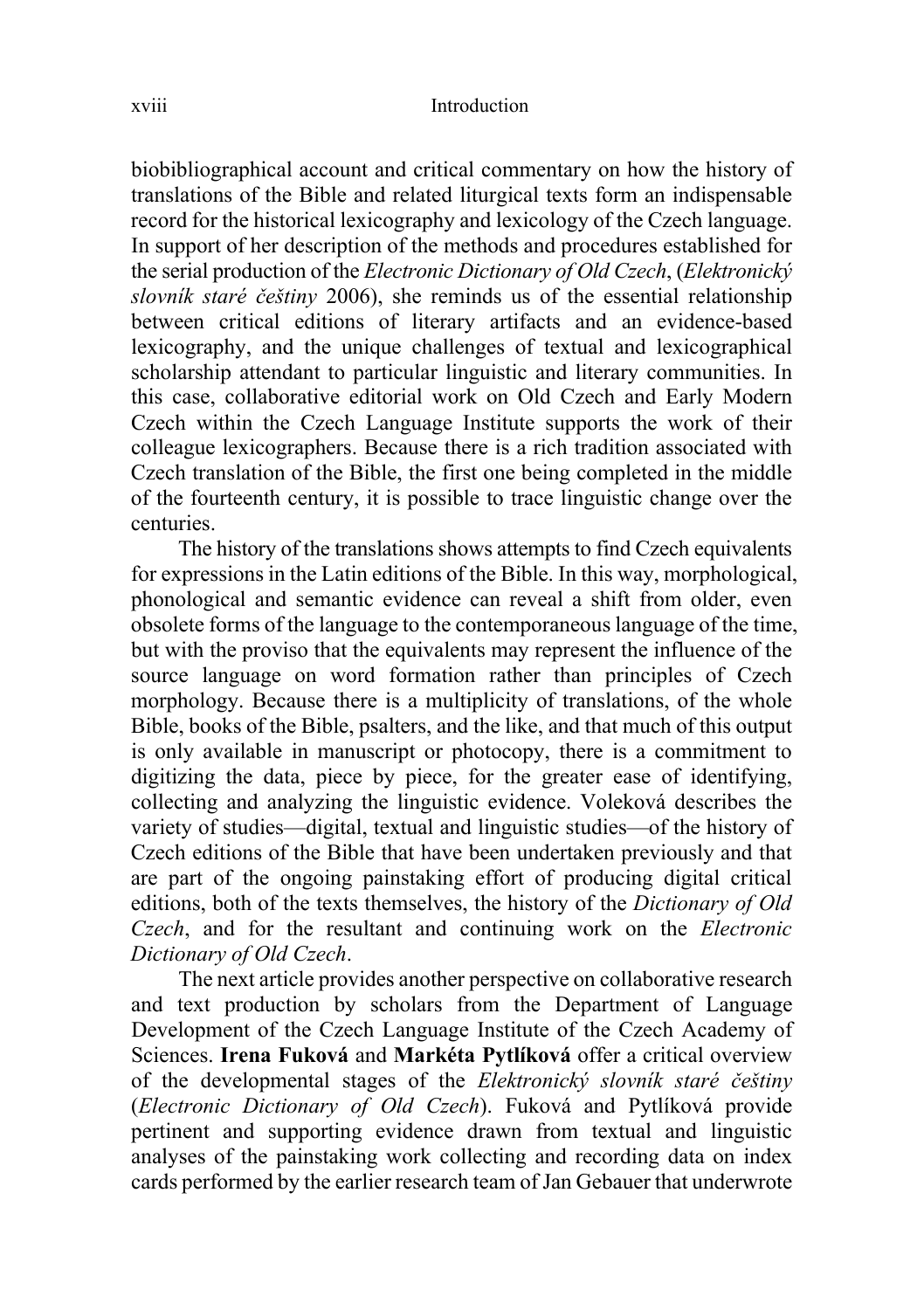biobibliographical account and critical commentary on how the history of translations of the Bible and related liturgical texts form an indispensable record for the historical lexicography and lexicology of the Czech language. In support of her description of the methods and procedures established for the serial production of the *Electronic Dictionary of Old Czech*, (*Elektronický slovník staré češtiny* 2006), she reminds us of the essential relationship between critical editions of literary artifacts and an evidence-based lexicography, and the unique challenges of textual and lexicographical scholarship attendant to particular linguistic and literary communities. In this case, collaborative editorial work on Old Czech and Early Modern Czech within the Czech Language Institute supports the work of their colleague lexicographers. Because there is a rich tradition associated with Czech translation of the Bible, the first one being completed in the middle of the fourteenth century, it is possible to trace linguistic change over the centuries.

The history of the translations shows attempts to find Czech equivalents for expressions in the Latin editions of the Bible. In this way, morphological, phonological and semantic evidence can reveal a shift from older, even obsolete forms of the language to the contemporaneous language of the time, but with the proviso that the equivalents may represent the influence of the source language on word formation rather than principles of Czech morphology. Because there is a multiplicity of translations, of the whole Bible, books of the Bible, psalters, and the like, and that much of this output is only available in manuscript or photocopy, there is a commitment to digitizing the data, piece by piece, for the greater ease of identifying, collecting and analyzing the linguistic evidence. Voleková describes the variety of studies—digital, textual and linguistic studies—of the history of Czech editions of the Bible that have been undertaken previously and that are part of the ongoing painstaking effort of producing digital critical editions, both of the texts themselves, the history of the *Dictionary of Old Czech*, and for the resultant and continuing work on the *Electronic Dictionary of Old Czech*.

The next article provides another perspective on collaborative research and text production by scholars from the Department of Language Development of the Czech Language Institute of the Czech Academy of Sciences. **Irena Fuková** and **Markéta Pytlíková** offer a critical overview of the developmental stages of the *Elektronický slovník staré češtiny* (*Electronic Dictionary of Old Czech*). Fuková and Pytlíková provide pertinent and supporting evidence drawn from textual and linguistic analyses of the painstaking work collecting and recording data on index cards performed by the earlier research team of Jan Gebauer that underwrote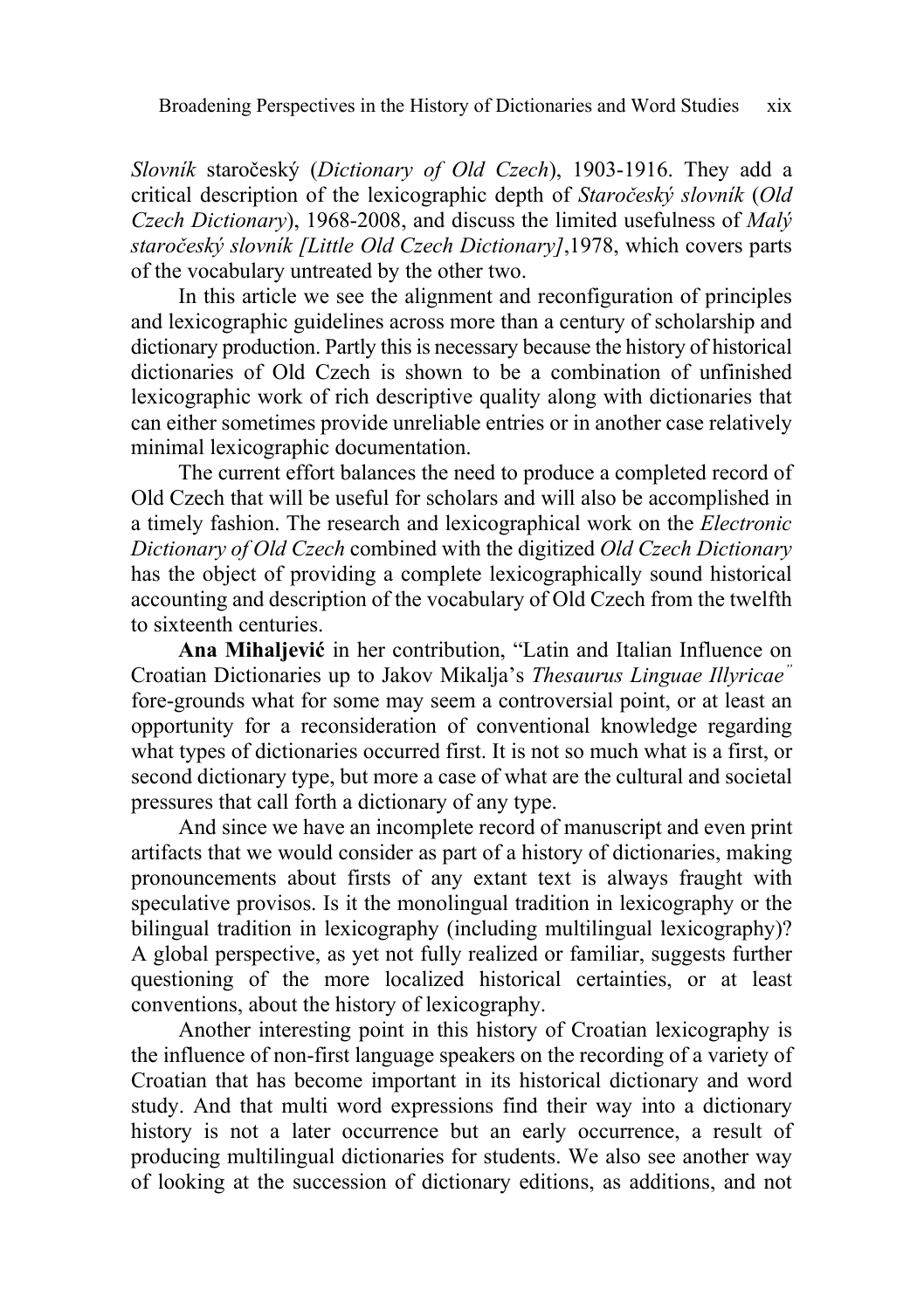*Slovník* staročeský (*Dictionary of Old Czech*), 1903-1916. They add a critical description of the lexicographic depth of *Staročeský slovník* (*Old Czech Dictionary*), 1968-2008, and discuss the limited usefulness of *Malý staročeský slovník [Little Old Czech Dictionary]*,1978, which covers parts of the vocabulary untreated by the other two.

In this article we see the alignment and reconfiguration of principles and lexicographic guidelines across more than a century of scholarship and dictionary production. Partly this is necessary because the history of historical dictionaries of Old Czech is shown to be a combination of unfinished lexicographic work of rich descriptive quality along with dictionaries that can either sometimes provide unreliable entries or in another case relatively minimal lexicographic documentation.

The current effort balances the need to produce a completed record of Old Czech that will be useful for scholars and will also be accomplished in a timely fashion. The research and lexicographical work on the *Electronic Dictionary of Old Czech* combined with the digitized *Old Czech Dictionary* has the object of providing a complete lexicographically sound historical accounting and description of the vocabulary of Old Czech from the twelfth to sixteenth centuries.

**Ana Mihaljević** in her contribution, "Latin and Italian Influence on Croatian Dictionaries up to Jakov Mikalja's *Thesaurus Linguae Illyricae"* fore-grounds what for some may seem a controversial point, or at least an opportunity for a reconsideration of conventional knowledge regarding what types of dictionaries occurred first. It is not so much what is a first, or second dictionary type, but more a case of what are the cultural and societal pressures that call forth a dictionary of any type.

And since we have an incomplete record of manuscript and even print artifacts that we would consider as part of a history of dictionaries, making pronouncements about firsts of any extant text is always fraught with speculative provisos. Is it the monolingual tradition in lexicography or the bilingual tradition in lexicography (including multilingual lexicography)? A global perspective, as yet not fully realized or familiar, suggests further questioning of the more localized historical certainties, or at least conventions, about the history of lexicography.

Another interesting point in this history of Croatian lexicography is the influence of non-first language speakers on the recording of a variety of Croatian that has become important in its historical dictionary and word study. And that multi word expressions find their way into a dictionary history is not a later occurrence but an early occurrence, a result of producing multilingual dictionaries for students. We also see another way of looking at the succession of dictionary editions, as additions, and not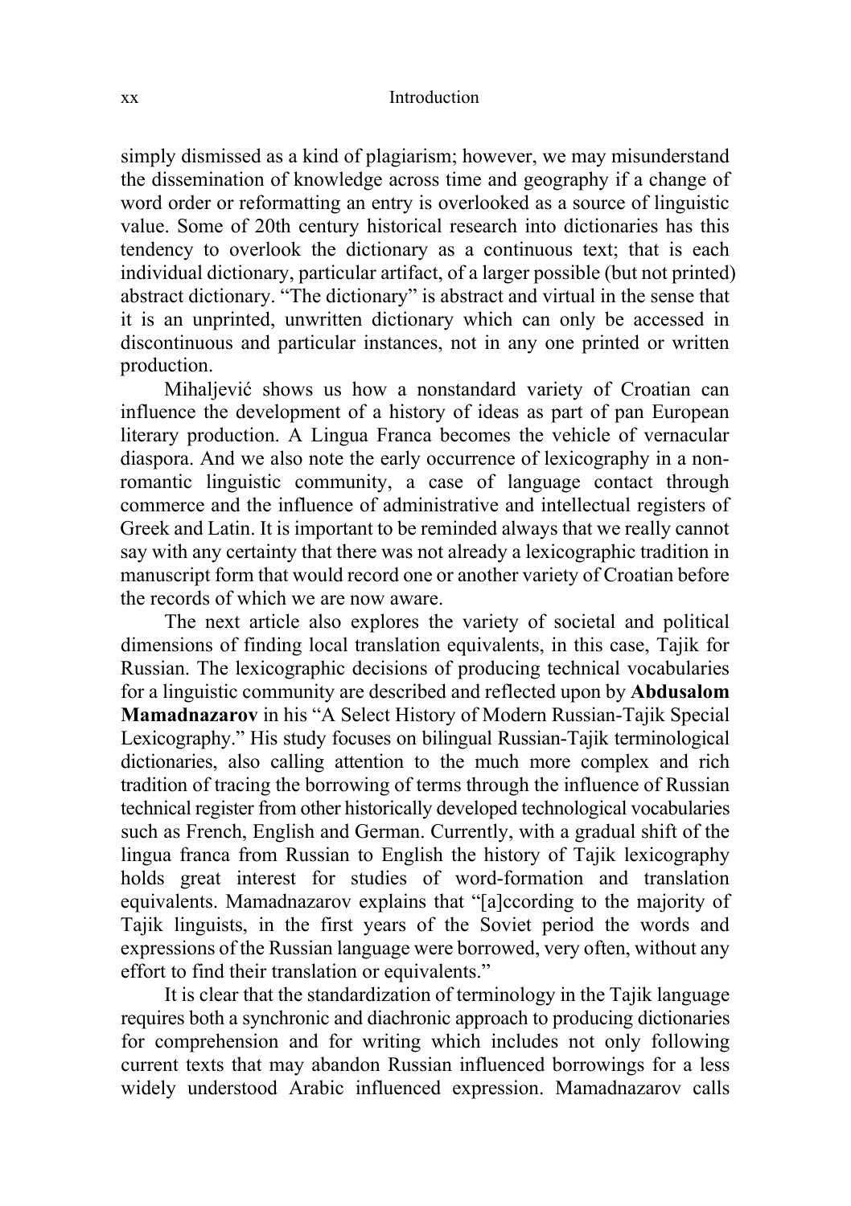simply dismissed as a kind of plagiarism; however, we may misunderstand the dissemination of knowledge across time and geography if a change of word order or reformatting an entry is overlooked as a source of linguistic value. Some of 20th century historical research into dictionaries has this tendency to overlook the dictionary as a continuous text; that is each individual dictionary, particular artifact, of a larger possible (but not printed) abstract dictionary. "The dictionary" is abstract and virtual in the sense that it is an unprinted, unwritten dictionary which can only be accessed in discontinuous and particular instances, not in any one printed or written production.

Mihaljević shows us how a nonstandard variety of Croatian can influence the development of a history of ideas as part of pan European literary production. A Lingua Franca becomes the vehicle of vernacular diaspora. And we also note the early occurrence of lexicography in a non-romantic linguistic community, a case of language contact through commerce and the influence of administrative and intellectual registers of Greek and Latin. It is important to be reminded always that we really cannot say with any certainty that there was not already a lexicographic tradition in manuscript form that would record one or another variety of Croatian before the records of which we are now aware.

The next article also explores the variety of societal and political dimensions of finding local translation equivalents, in this case, Tajik for Russian. The lexicographic decisions of producing technical vocabularies for a linguistic community are described and reflected upon by **Abdusalom Mamadnazarov** in his "A Select History of Modern Russian-Tajik Special Lexicography." His study focuses on bilingual Russian-Tajik terminological dictionaries, also calling attention to the much more complex and rich tradition of tracing the borrowing of terms through the influence of Russian technical register from other historically developed technological vocabularies such as French, English and German. Currently, with a gradual shift of the lingua franca from Russian to English the history of Tajik lexicography holds great interest for studies of word-formation and translation equivalents. Mamadnazarov explains that "[a]ccording to the majority of Tajik linguists, in the first years of the Soviet period the words and expressions of the Russian language were borrowed, very often, without any effort to find their translation or equivalents."

It is clear that the standardization of terminology in the Tajik language requires both a synchronic and diachronic approach to producing dictionaries for comprehension and for writing which includes not only following current texts that may abandon Russian influenced borrowings for a less widely understood Arabic influenced expression. Mamadnazarov calls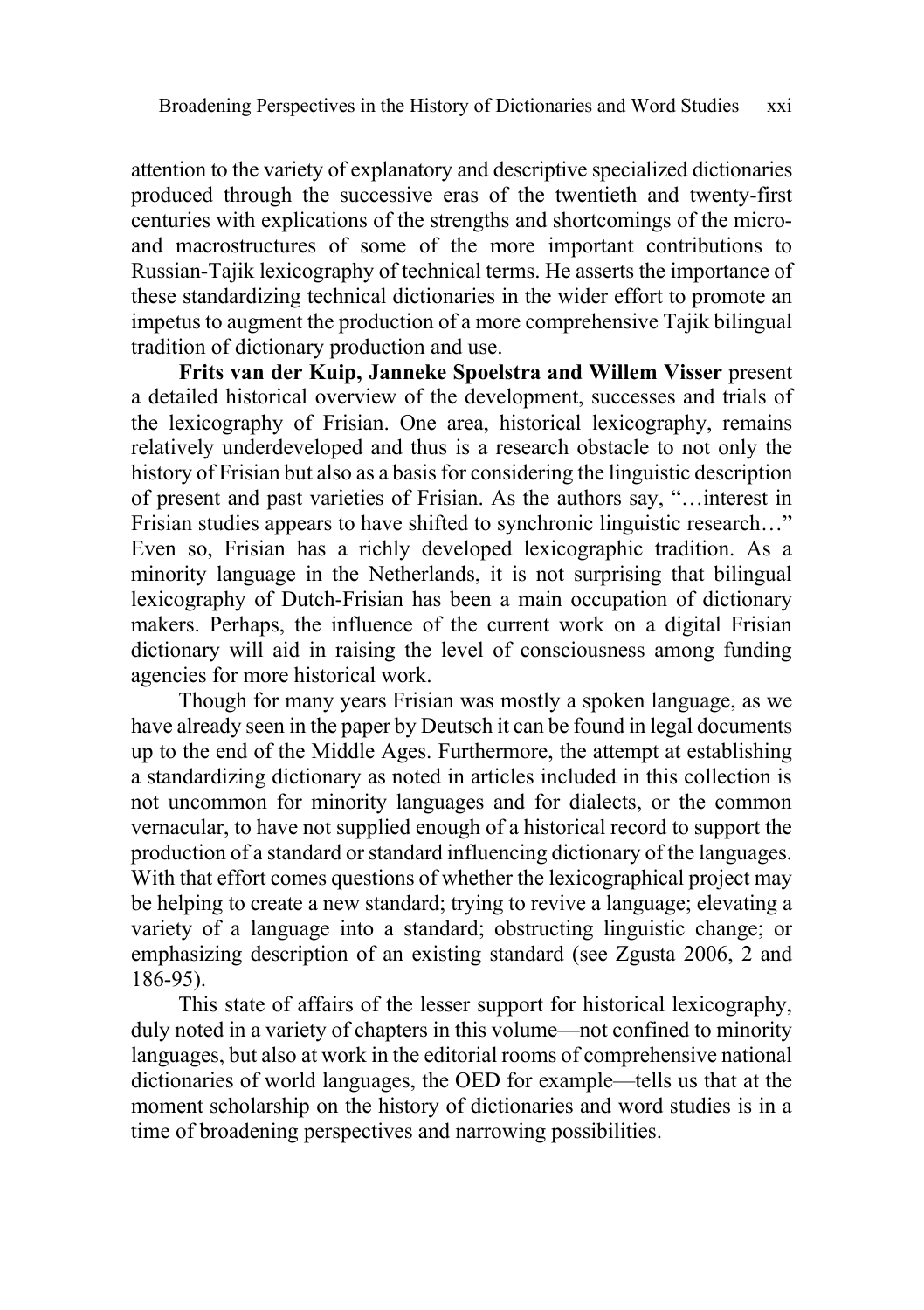attention to the variety of explanatory and descriptive specialized dictionaries produced through the successive eras of the twentieth and twenty-first centuries with explications of the strengths and shortcomings of the micro- and macrostructures of some of the more important contributions to Russian-Tajik lexicography of technical terms. He asserts the importance of these standardizing technical dictionaries in the wider effort to promote an impetus to augment the production of a more comprehensive Tajik bilingual tradition of dictionary production and use.

**Frits van der Kuip, Janneke Spoelstra and Willem Visser** present a detailed historical overview of the development, successes and trials of the lexicography of Frisian. One area, historical lexicography, remains relatively underdeveloped and thus is a research obstacle to not only the history of Frisian but also as a basis for considering the linguistic description of present and past varieties of Frisian. As the authors say, "…interest in Frisian studies appears to have shifted to synchronic linguistic research…" Even so, Frisian has a richly developed lexicographic tradition. As a minority language in the Netherlands, it is not surprising that bilingual lexicography of Dutch-Frisian has been a main occupation of dictionary makers. Perhaps, the influence of the current work on a digital Frisian dictionary will aid in raising the level of consciousness among funding agencies for more historical work.

Though for many years Frisian was mostly a spoken language, as we have already seen in the paper by Deutsch it can be found in legal documents up to the end of the Middle Ages. Furthermore, the attempt at establishing a standardizing dictionary as noted in articles included in this collection is not uncommon for minority languages and for dialects, or the common vernacular, to have not supplied enough of a historical record to support the production of a standard or standard influencing dictionary of the languages. With that effort comes questions of whether the lexicographical project may be helping to create a new standard; trying to revive a language; elevating a variety of a language into a standard; obstructing linguistic change; or emphasizing description of an existing standard (see Zgusta 2006, 2 and 186-95).

This state of affairs of the lesser support for historical lexicography, duly noted in a variety of chapters in this volume—not confined to minority languages, but also at work in the editorial rooms of comprehensive national dictionaries of world languages, the OED for example—tells us that at the moment scholarship on the history of dictionaries and word studies is in a time of broadening perspectives and narrowing possibilities.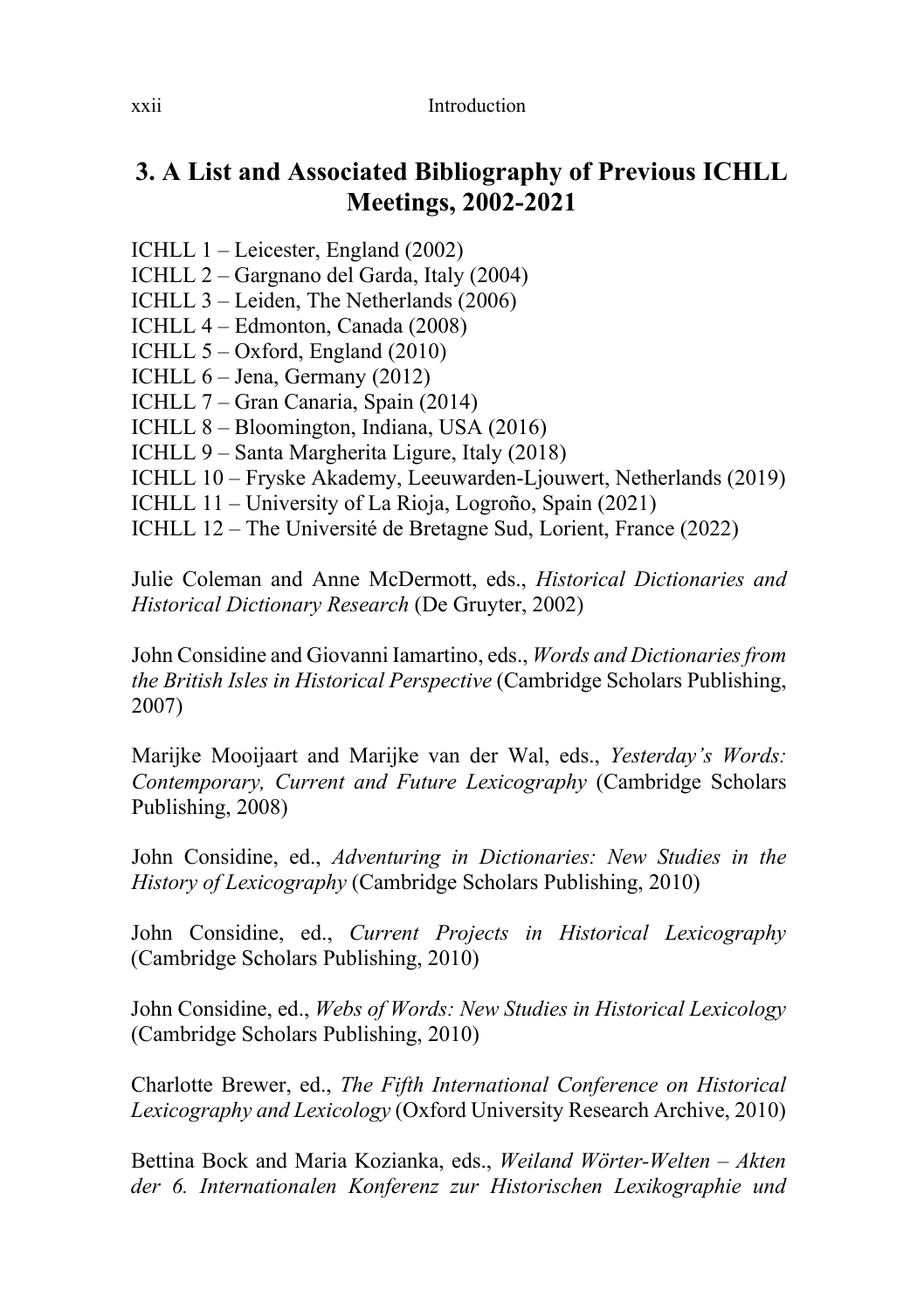## 3. A List and Associated Bibliography of Previous ICHLL Meetings, 2002-2021

ICHLL 1 – Leicester, England (2002)
ICHLL 2 – Gargnano del Garda, Italy (2004)
ICHLL 3 – Leiden, The Netherlands (2006)
ICHLL 4 – Edmonton, Canada (2008)
ICHLL 5 – Oxford, England (2010)
ICHLL 6 – Jena, Germany (2012)
ICHLL 7 – Gran Canaria, Spain (2014)
ICHLL 8 – Bloomington, Indiana, USA (2016)
ICHLL 9 – Santa Margherita Ligure, Italy (2018)
ICHLL 10 – Fryske Akademy, Leeuwarden-Ljouwert, Netherlands (2019)
ICHLL 11 – University of La Rioja, Logroño, Spain (2021)
ICHLL 12 – The Université de Bretagne Sud, Lorient, France (2022)

Julie Coleman and Anne McDermott, eds., *Historical Dictionaries and Historical Dictionary Research* (De Gruyter, 2002)

John Considine and Giovanni Iamartino, eds., *Words and Dictionaries from the British Isles in Historical Perspective* (Cambridge Scholars Publishing, 2007)

Marijke Mooijaart and Marijke van der Wal, eds., *Yesterday's Words: Contemporary, Current and Future Lexicography* (Cambridge Scholars Publishing, 2008)

John Considine, ed., *Adventuring in Dictionaries: New Studies in the History of Lexicography* (Cambridge Scholars Publishing, 2010)

John Considine, ed., *Current Projects in Historical Lexicography* (Cambridge Scholars Publishing, 2010)

John Considine, ed., *Webs of Words: New Studies in Historical Lexicology* (Cambridge Scholars Publishing, 2010)

Charlotte Brewer, ed., *The Fifth International Conference on Historical Lexicography and Lexicology* (Oxford University Research Archive, 2010)

Bettina Bock and Maria Kozianka, eds., *Weiland Wörter-Welten – Akten der 6. Internationalen Konferenz zur Historischen Lexikographie und*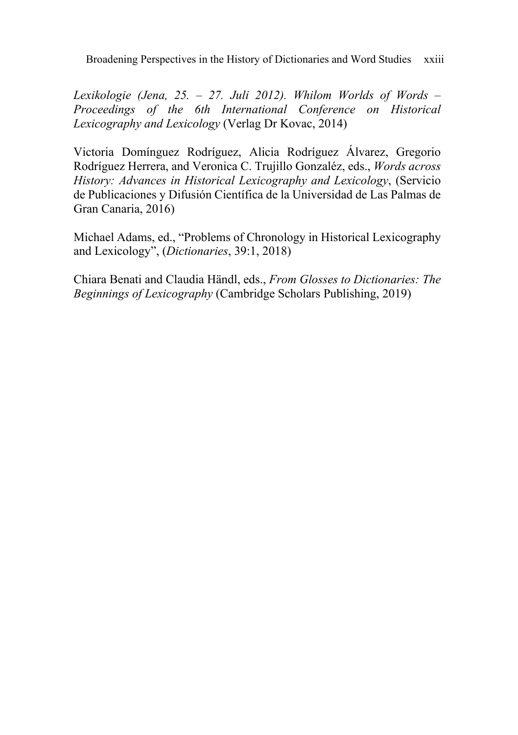*Lexikologie (Jena, 25. – 27. Juli 2012). Whilom Worlds of Words – Proceedings of the 6th International Conference on Historical Lexicography and Lexicology* (Verlag Dr Kovac, 2014)

Victoria Domínguez Rodríguez, Alicia Rodríguez Álvarez, Gregorio Rodríguez Herrera, and Veronica C. Trujillo Gonzaléz, eds., *Words across History: Advances in Historical Lexicography and Lexicology*, (Servicio de Publicaciones y Difusión Científica de la Universidad de Las Palmas de Gran Canaria, 2016)

Michael Adams, ed., "Problems of Chronology in Historical Lexicography and Lexicology", (*Dictionaries*, 39:1, 2018)

Chiara Benati and Claudia Händl, eds., *From Glosses to Dictionaries: The Beginnings of Lexicography* (Cambridge Scholars Publishing, 2019)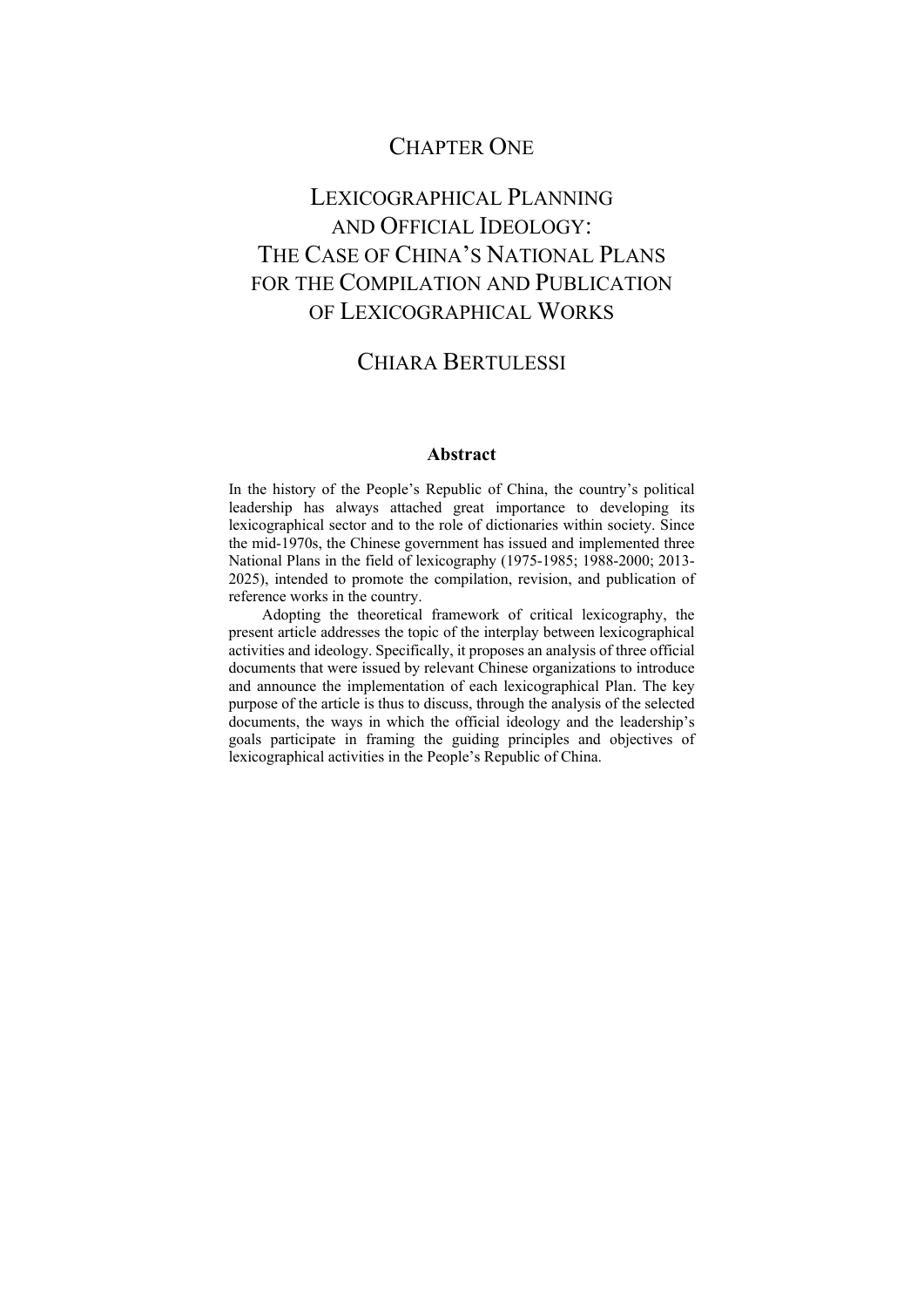# CHAPTER ONE

# LEXICOGRAPHICAL PLANNING AND OFFICIAL IDEOLOGY: THE CASE OF CHINA'S NATIONAL PLANS FOR THE COMPILATION AND PUBLICATION OF LEXICOGRAPHICAL WORKS

## CHIARA BERTULESSI

### Abstract

In the history of the People's Republic of China, the country's political leadership has always attached great importance to developing its lexicographical sector and to the role of dictionaries within society. Since the mid-1970s, the Chinese government has issued and implemented three National Plans in the field of lexicography (1975-1985; 1988-2000; 2013-2025), intended to promote the compilation, revision, and publication of reference works in the country.

Adopting the theoretical framework of critical lexicography, the present article addresses the topic of the interplay between lexicographical activities and ideology. Specifically, it proposes an analysis of three official documents that were issued by relevant Chinese organizations to introduce and announce the implementation of each lexicographical Plan. The key purpose of the article is thus to discuss, through the analysis of the selected documents, the ways in which the official ideology and the leadership's goals participate in framing the guiding principles and objectives of lexicographical activities in the People's Republic of China.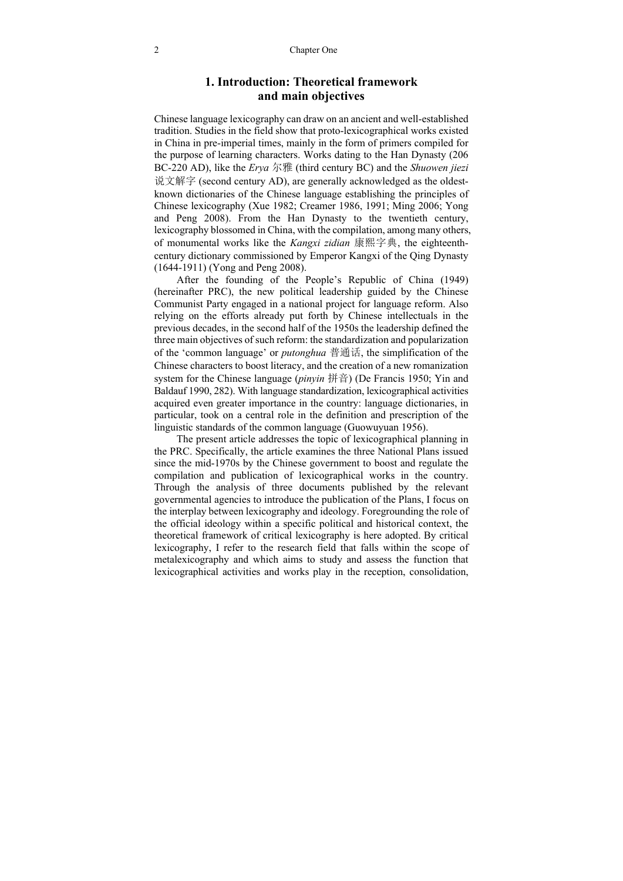# 1. Introduction: Theoretical framework and main objectives

Chinese language lexicography can draw on an ancient and well-established tradition. Studies in the field show that proto-lexicographical works existed in China in pre-imperial times, mainly in the form of primers compiled for the purpose of learning characters. Works dating to the Han Dynasty (206 BC-220 AD), like the *Erya* 尔雅 (third century BC) and the *Shuowen jiezi* 说文解字 (second century AD), are generally acknowledged as the oldest-known dictionaries of the Chinese language establishing the principles of Chinese lexicography (Xue 1982; Creamer 1986, 1991; Ming 2006; Yong and Peng 2008). From the Han Dynasty to the twentieth century, lexicography blossomed in China, with the compilation, among many others, of monumental works like the *Kangxi zidian* 康熙字典, the eighteenth-century dictionary commissioned by Emperor Kangxi of the Qing Dynasty (1644-1911) (Yong and Peng 2008).

After the founding of the People's Republic of China (1949) (hereinafter PRC), the new political leadership guided by the Chinese Communist Party engaged in a national project for language reform. Also relying on the efforts already put forth by Chinese intellectuals in the previous decades, in the second half of the 1950s the leadership defined the three main objectives of such reform: the standardization and popularization of the 'common language' or *putonghua* 普通话, the simplification of the Chinese characters to boost literacy, and the creation of a new romanization system for the Chinese language (*pinyin* 拼音) (De Francis 1950; Yin and Baldauf 1990, 282). With language standardization, lexicographical activities acquired even greater importance in the country: language dictionaries, in particular, took on a central role in the definition and prescription of the linguistic standards of the common language (Guowuyuan 1956).

The present article addresses the topic of lexicographical planning in the PRC. Specifically, the article examines the three National Plans issued since the mid-1970s by the Chinese government to boost and regulate the compilation and publication of lexicographical works in the country. Through the analysis of three documents published by the relevant governmental agencies to introduce the publication of the Plans, I focus on the interplay between lexicography and ideology. Foregrounding the role of the official ideology within a specific political and historical context, the theoretical framework of critical lexicography is here adopted. By critical lexicography, I refer to the research field that falls within the scope of metalexicography and which aims to study and assess the function that lexicographical activities and works play in the reception, consolidation,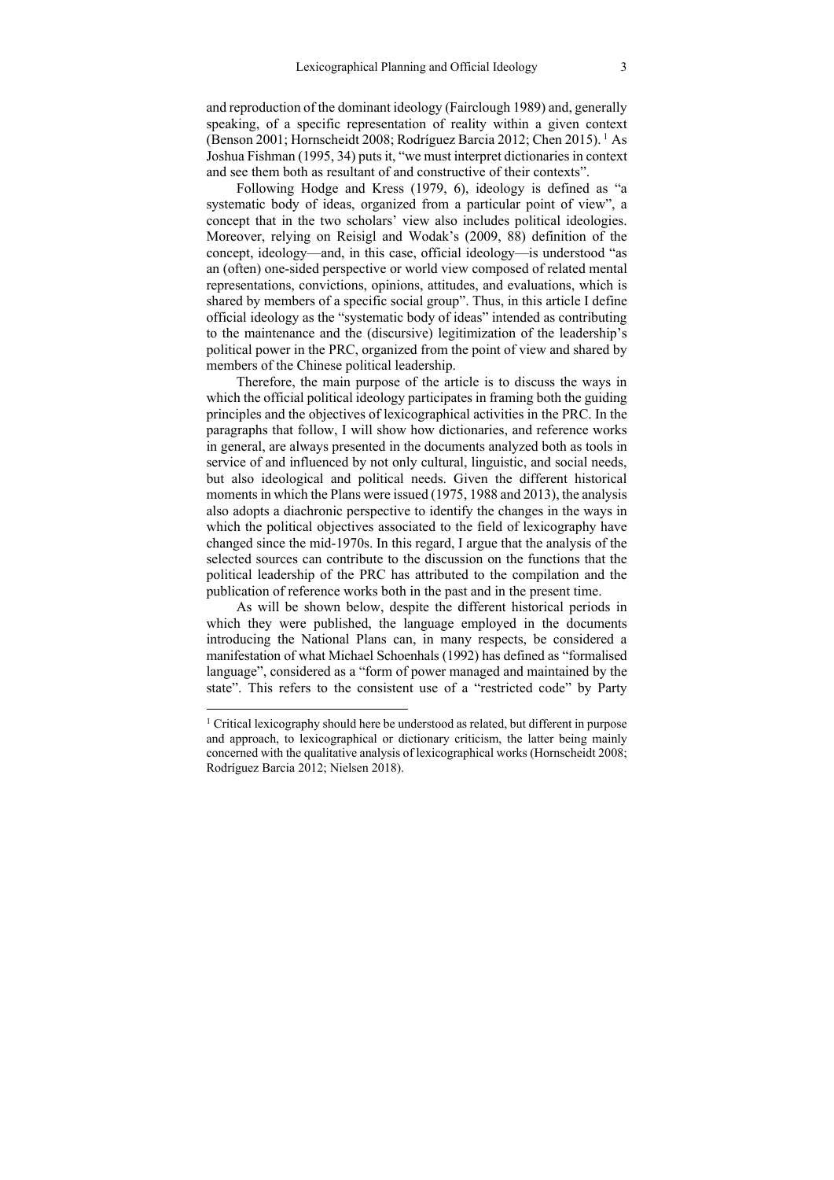and reproduction of the dominant ideology (Fairclough 1989) and, generally speaking, of a specific representation of reality within a given context (Benson 2001; Hornscheidt 2008; Rodríguez Barcia 2012; Chen 2015). [1] As Joshua Fishman (1995, 34) puts it, "we must interpret dictionaries in context and see them both as resultant of and constructive of their contexts".

Following Hodge and Kress (1979, 6), ideology is defined as "a systematic body of ideas, organized from a particular point of view", a concept that in the two scholars' view also includes political ideologies. Moreover, relying on Reisigl and Wodak's (2009, 88) definition of the concept, ideology—and, in this case, official ideology—is understood "as an (often) one-sided perspective or world view composed of related mental representations, convictions, opinions, attitudes, and evaluations, which is shared by members of a specific social group". Thus, in this article I define official ideology as the "systematic body of ideas" intended as contributing to the maintenance and the (discursive) legitimization of the leadership's political power in the PRC, organized from the point of view and shared by members of the Chinese political leadership.

Therefore, the main purpose of the article is to discuss the ways in which the official political ideology participates in framing both the guiding principles and the objectives of lexicographical activities in the PRC. In the paragraphs that follow, I will show how dictionaries, and reference works in general, are always presented in the documents analyzed both as tools in service of and influenced by not only cultural, linguistic, and social needs, but also ideological and political needs. Given the different historical moments in which the Plans were issued (1975, 1988 and 2013), the analysis also adopts a diachronic perspective to identify the changes in the ways in which the political objectives associated to the field of lexicography have changed since the mid-1970s. In this regard, I argue that the analysis of the selected sources can contribute to the discussion on the functions that the political leadership of the PRC has attributed to the compilation and the publication of reference works both in the past and in the present time.

As will be shown below, despite the different historical periods in which they were published, the language employed in the documents introducing the National Plans can, in many respects, be considered a manifestation of what Michael Schoenhals (1992) has defined as "formalised language", considered as a "form of power managed and maintained by the state". This refers to the consistent use of a "restricted code" by Party

---

[1] Critical lexicography should here be understood as related, but different in purpose and approach, to lexicographical or dictionary criticism, the latter being mainly concerned with the qualitative analysis of lexicographical works (Hornscheidt 2008; Rodríguez Barcia 2012; Nielsen 2018).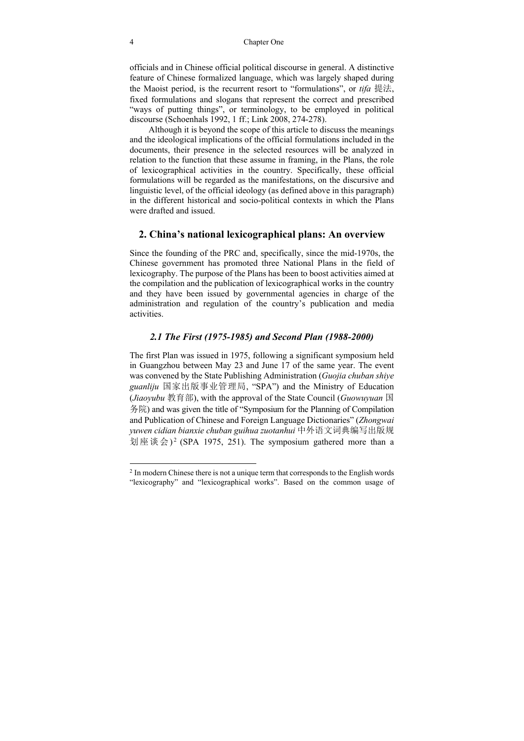officials and in Chinese official political discourse in general. A distinctive feature of Chinese formalized language, which was largely shaped during the Maoist period, is the recurrent resort to "formulations", or *tifa* 提法, fixed formulations and slogans that represent the correct and prescribed "ways of putting things", or terminology, to be employed in political discourse (Schoenhals 1992, 1 ff.; Link 2008, 274-278).

Although it is beyond the scope of this article to discuss the meanings and the ideological implications of the official formulations included in the documents, their presence in the selected resources will be analyzed in relation to the function that these assume in framing, in the Plans, the role of lexicographical activities in the country. Specifically, these official formulations will be regarded as the manifestations, on the discursive and linguistic level, of the official ideology (as defined above in this paragraph) in the different historical and socio-political contexts in which the Plans were drafted and issued.

## 2. China's national lexicographical plans: An overview

Since the founding of the PRC and, specifically, since the mid-1970s, the Chinese government has promoted three National Plans in the field of lexicography. The purpose of the Plans has been to boost activities aimed at the compilation and the publication of lexicographical works in the country and they have been issued by governmental agencies in charge of the administration and regulation of the country's publication and media activities.

### *2.1 The First (1975-1985) and Second Plan (1988-2000)*

The first Plan was issued in 1975, following a significant symposium held in Guangzhou between May 23 and June 17 of the same year. The event was convened by the State Publishing Administration (*Guojia chuban shiye guanliju* 国家出版事业管理局, "SPA") and the Ministry of Education (*Jiaoyubu* 教育部), with the approval of the State Council (*Guowuyuan* 国务院) and was given the title of "Symposium for the Planning of Compilation and Publication of Chinese and Foreign Language Dictionaries" (*Zhongwai yuwen cidian bianxie chuban guihua zuotanhui* 中外语文词典编写出版规划座谈会)[2] (SPA 1975, 251). The symposium gathered more than a

---

[2] In modern Chinese there is not a unique term that corresponds to the English words "lexicography" and "lexicographical works". Based on the common usage of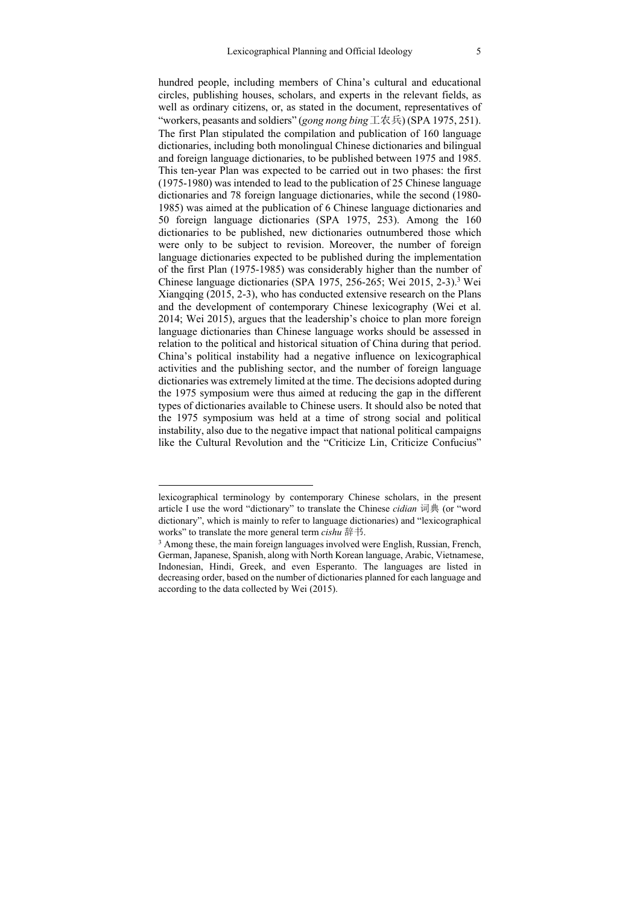hundred people, including members of China's cultural and educational circles, publishing houses, scholars, and experts in the relevant fields, as well as ordinary citizens, or, as stated in the document, representatives of "workers, peasants and soldiers" (*gong nong bing* 工农兵) (SPA 1975, 251). The first Plan stipulated the compilation and publication of 160 language dictionaries, including both monolingual Chinese dictionaries and bilingual and foreign language dictionaries, to be published between 1975 and 1985. This ten-year Plan was expected to be carried out in two phases: the first (1975-1980) was intended to lead to the publication of 25 Chinese language dictionaries and 78 foreign language dictionaries, while the second (1980-1985) was aimed at the publication of 6 Chinese language dictionaries and 50 foreign language dictionaries (SPA 1975, 253). Among the 160 dictionaries to be published, new dictionaries outnumbered those which were only to be subject to revision. Moreover, the number of foreign language dictionaries expected to be published during the implementation of the first Plan (1975-1985) was considerably higher than the number of Chinese language dictionaries (SPA 1975, 256-265; Wei 2015, 2-3).[3] Wei Xiangqing (2015, 2-3), who has conducted extensive research on the Plans and the development of contemporary Chinese lexicography (Wei et al. 2014; Wei 2015), argues that the leadership's choice to plan more foreign language dictionaries than Chinese language works should be assessed in relation to the political and historical situation of China during that period. China's political instability had a negative influence on lexicographical activities and the publishing sector, and the number of foreign language dictionaries was extremely limited at the time. The decisions adopted during the 1975 symposium were thus aimed at reducing the gap in the different types of dictionaries available to Chinese users. It should also be noted that the 1975 symposium was held at a time of strong social and political instability, also due to the negative impact that national political campaigns like the Cultural Revolution and the "Criticize Lin, Criticize Confucius"

---

lexicographical terminology by contemporary Chinese scholars, in the present article I use the word "dictionary" to translate the Chinese *cidian* 词典 (or "word dictionary", which is mainly to refer to language dictionaries) and "lexicographical works" to translate the more general term *cishu* 辞书.

[3] Among these, the main foreign languages involved were English, Russian, French, German, Japanese, Spanish, along with North Korean language, Arabic, Vietnamese, Indonesian, Hindi, Greek, and even Esperanto. The languages are listed in decreasing order, based on the number of dictionaries planned for each language and according to the data collected by Wei (2015).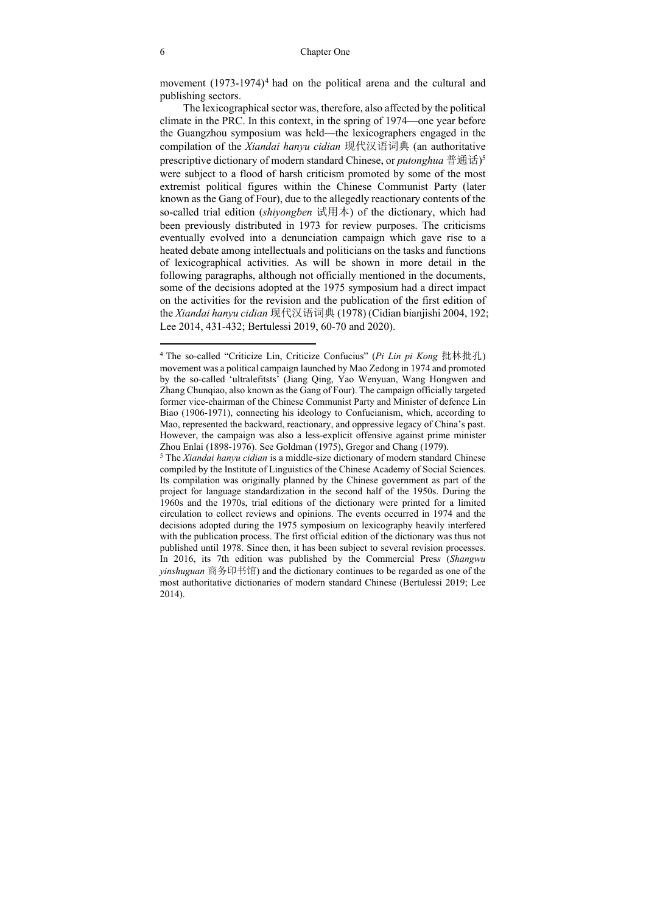movement (1973-1974)[4] had on the political arena and the cultural and publishing sectors.

The lexicographical sector was, therefore, also affected by the political climate in the PRC. In this context, in the spring of 1974—one year before the Guangzhou symposium was held—the lexicographers engaged in the compilation of the *Xiandai hanyu cidian* 现代汉语词典 (an authoritative prescriptive dictionary of modern standard Chinese, or *putonghua* 普通话)[5] were subject to a flood of harsh criticism promoted by some of the most extremist political figures within the Chinese Communist Party (later known as the Gang of Four), due to the allegedly reactionary contents of the so-called trial edition (*shiyongben* 试用本) of the dictionary, which had been previously distributed in 1973 for review purposes. The criticisms eventually evolved into a denunciation campaign which gave rise to a heated debate among intellectuals and politicians on the tasks and functions of lexicographical activities. As will be shown in more detail in the following paragraphs, although not officially mentioned in the documents, some of the decisions adopted at the 1975 symposium had a direct impact on the activities for the revision and the publication of the first edition of the *Xiandai hanyu cidian* 现代汉语词典 (1978) (Cidian bianjishi 2004, 192; Lee 2014, 431-432; Bertulessi 2019, 60-70 and 2020).

---

[4] The so-called "Criticize Lin, Criticize Confucius" (*Pi Lin pi Kong* 批林批孔) movement was a political campaign launched by Mao Zedong in 1974 and promoted by the so-called 'ultralefitsts' (Jiang Qing, Yao Wenyuan, Wang Hongwen and Zhang Chunqiao, also known as the Gang of Four). The campaign officially targeted former vice-chairman of the Chinese Communist Party and Minister of defence Lin Biao (1906-1971), connecting his ideology to Confucianism, which, according to Mao, represented the backward, reactionary, and oppressive legacy of China's past. However, the campaign was also a less-explicit offensive against prime minister Zhou Enlai (1898-1976). See Goldman (1975), Gregor and Chang (1979).

[5] The *Xiandai hanyu cidian* is a middle-size dictionary of modern standard Chinese compiled by the Institute of Linguistics of the Chinese Academy of Social Sciences. Its compilation was originally planned by the Chinese government as part of the project for language standardization in the second half of the 1950s. During the 1960s and the 1970s, trial editions of the dictionary were printed for a limited circulation to collect reviews and opinions. The events occurred in 1974 and the decisions adopted during the 1975 symposium on lexicography heavily interfered with the publication process. The first official edition of the dictionary was thus not published until 1978. Since then, it has been subject to several revision processes. In 2016, its 7th edition was published by the Commercial Press (*Shangwu yinshuguan* 商务印书馆) and the dictionary continues to be regarded as one of the most authoritative dictionaries of modern standard Chinese (Bertulessi 2019; Lee 2014).